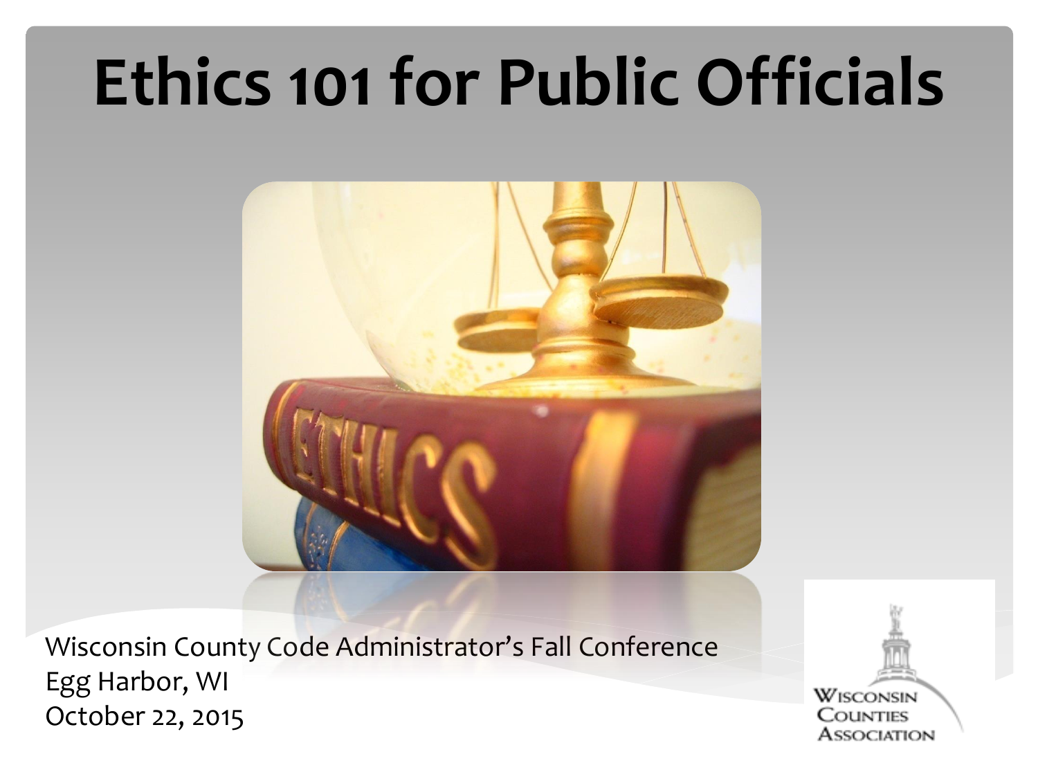# Ethics 101 for Public Officials

Wisconsin County Code Administrator's Fall Conference
Egg Harbor, WI
October 22, 2015

Wisconsin Counties Association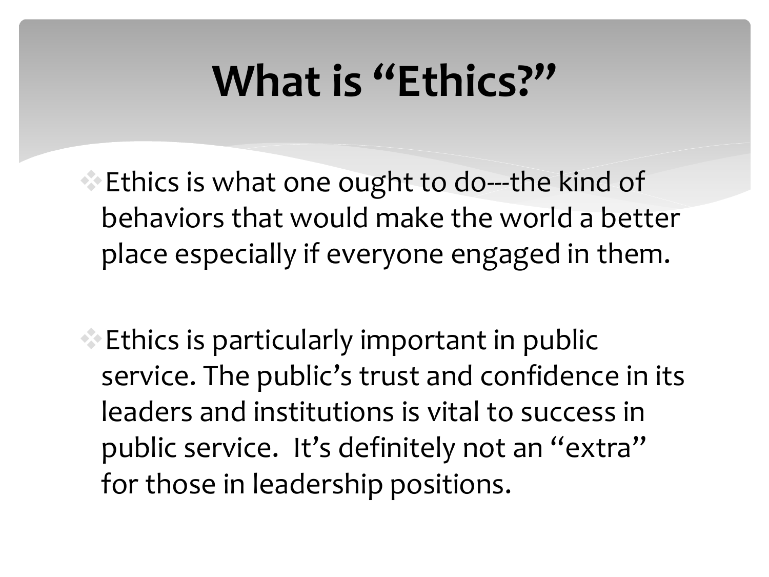# What is "Ethics?"

- Ethics is what one ought to do---the kind of behaviors that would make the world a better place especially if everyone engaged in them.

- Ethics is particularly important in public service. The public's trust and confidence in its leaders and institutions is vital to success in public service. It's definitely not an "extra" for those in leadership positions.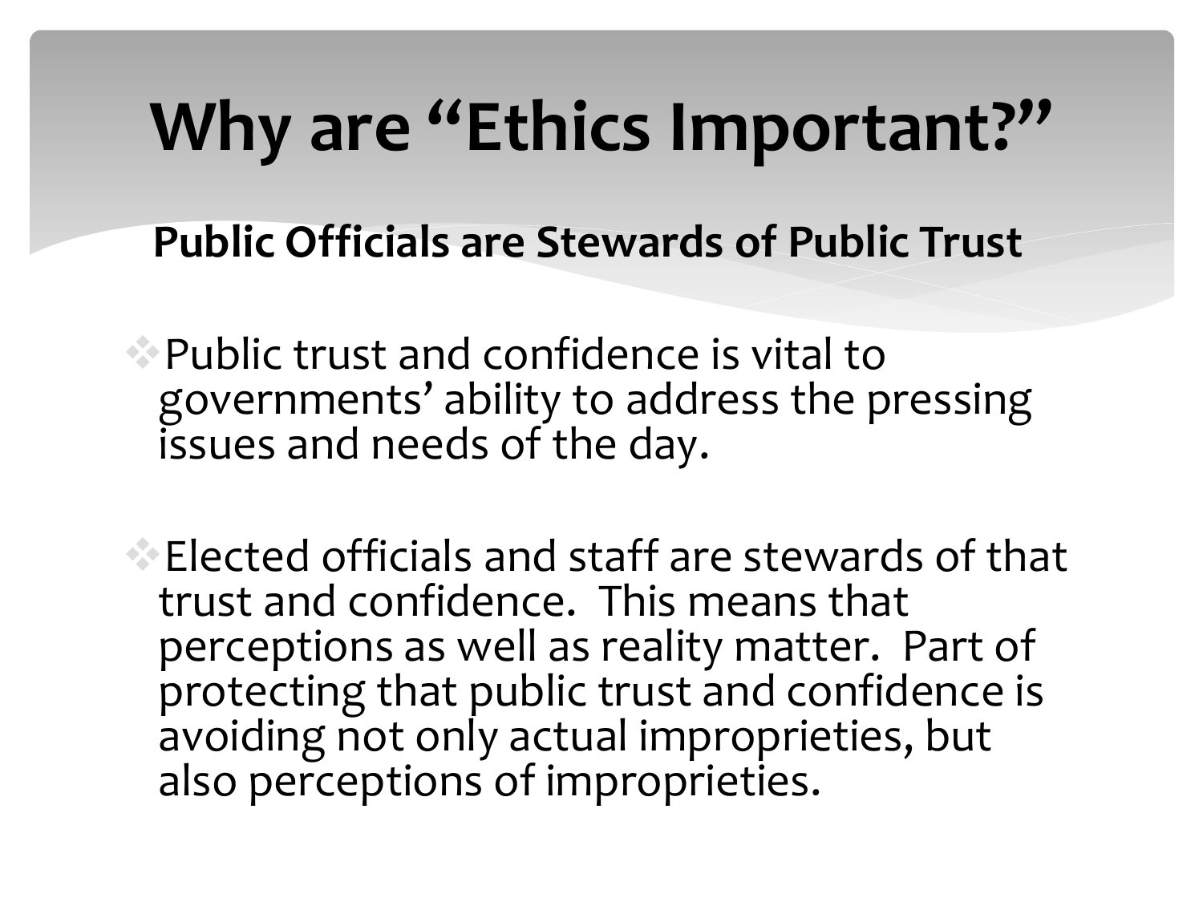# Why are "Ethics Important?"

**Public Officials are Stewards of Public Trust**

- Public trust and confidence is vital to governments' ability to address the pressing issues and needs of the day.
- Elected officials and staff are stewards of that trust and confidence. This means that perceptions as well as reality matter. Part of protecting that public trust and confidence is avoiding not only actual improprieties, but also perceptions of improprieties.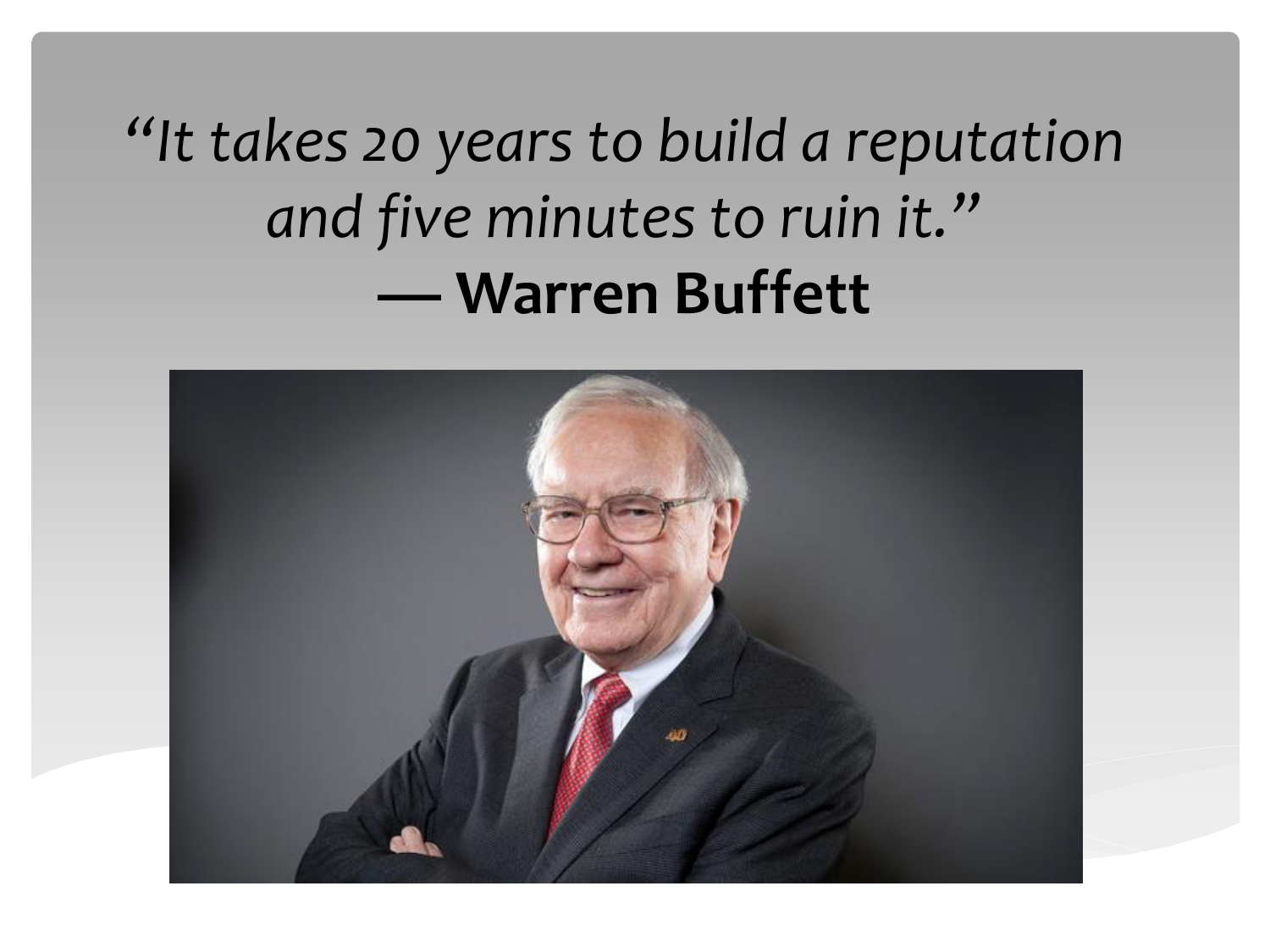*"It takes 20 years to build a reputation and five minutes to ruin it."*

**— Warren Buffett**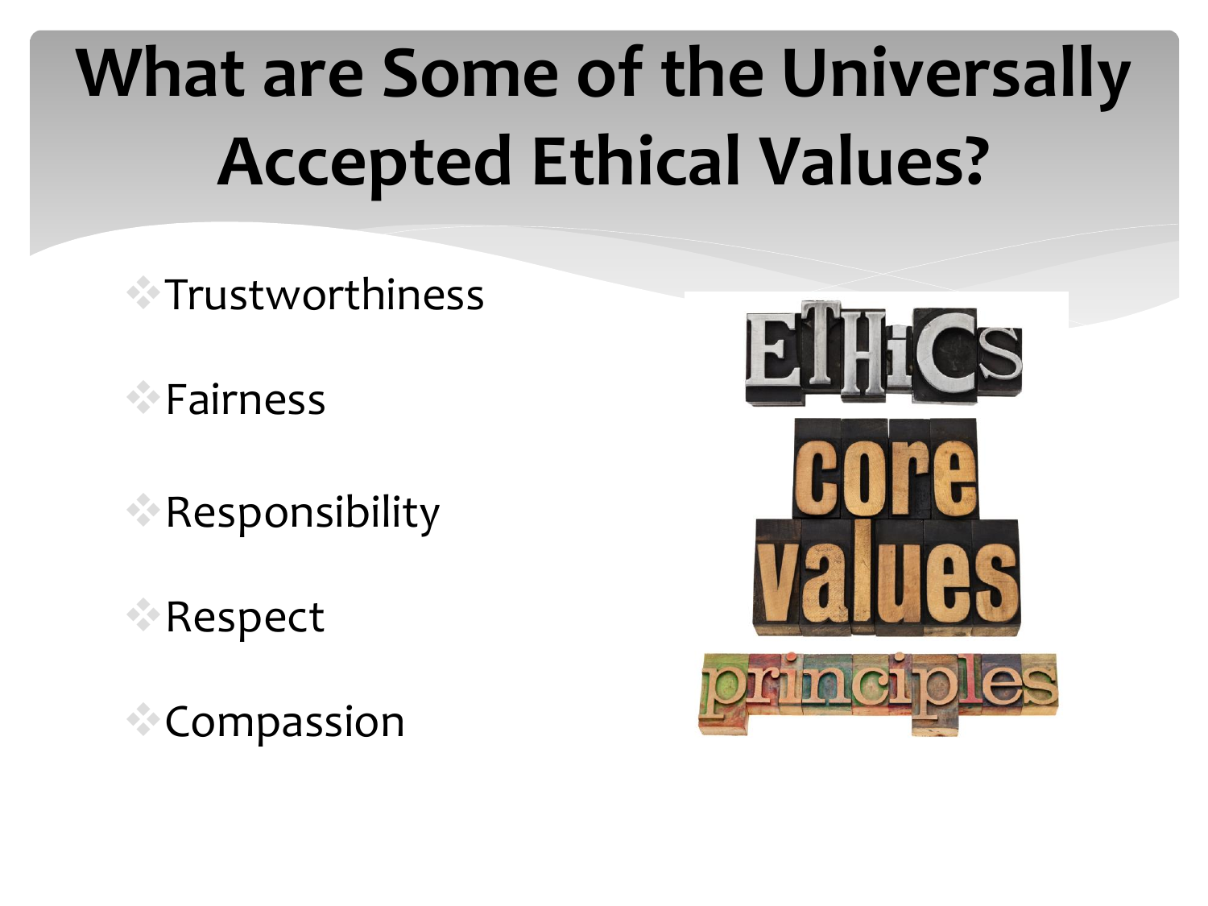# What are Some of the Universally Accepted Ethical Values?

- Trustworthiness
- Fairness
- Responsibility
- Respect
- Compassion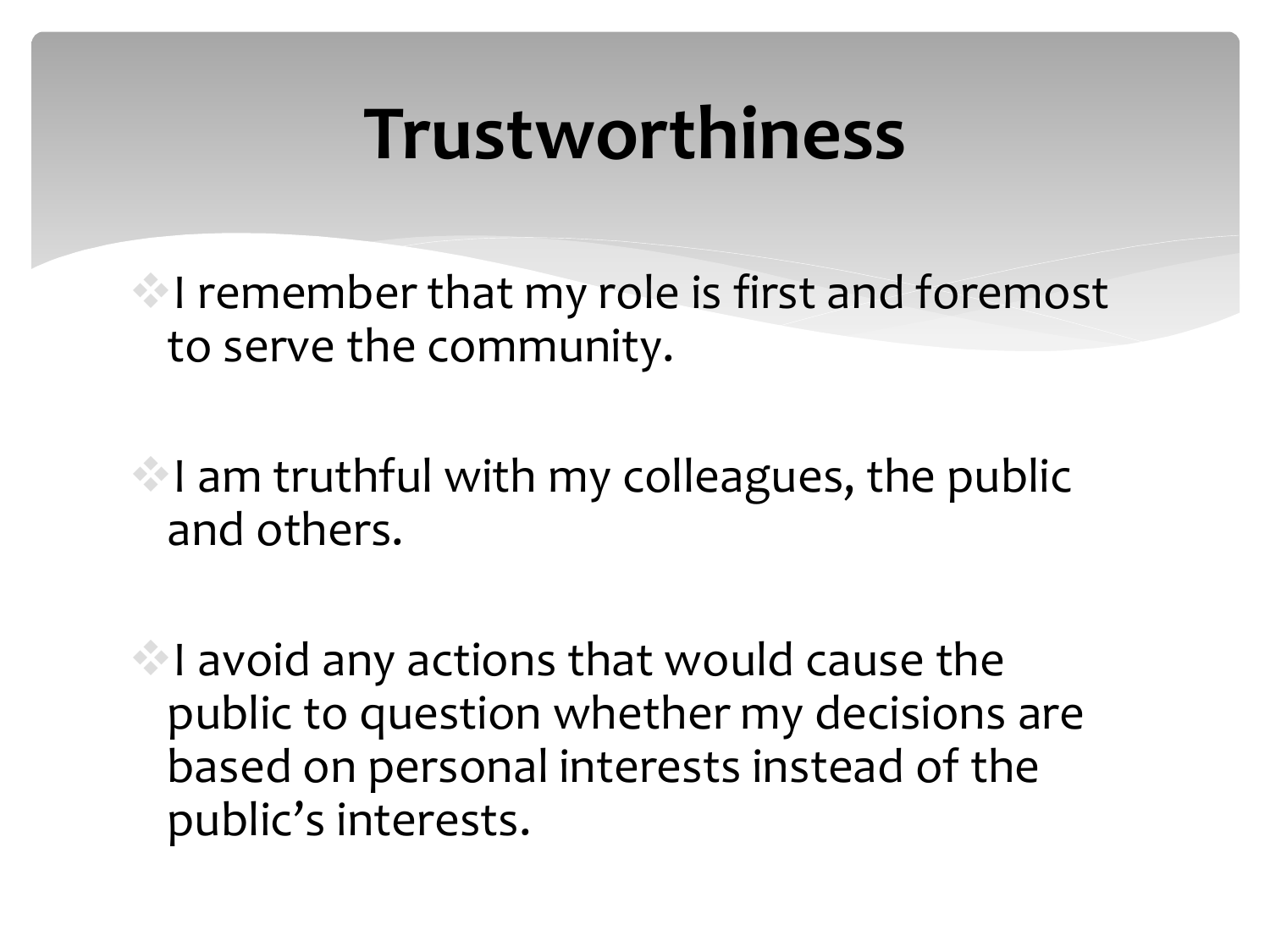# Trustworthiness

- I remember that my role is first and foremost to serve the community.
- I am truthful with my colleagues, the public and others.
- I avoid any actions that would cause the public to question whether my decisions are based on personal interests instead of the public's interests.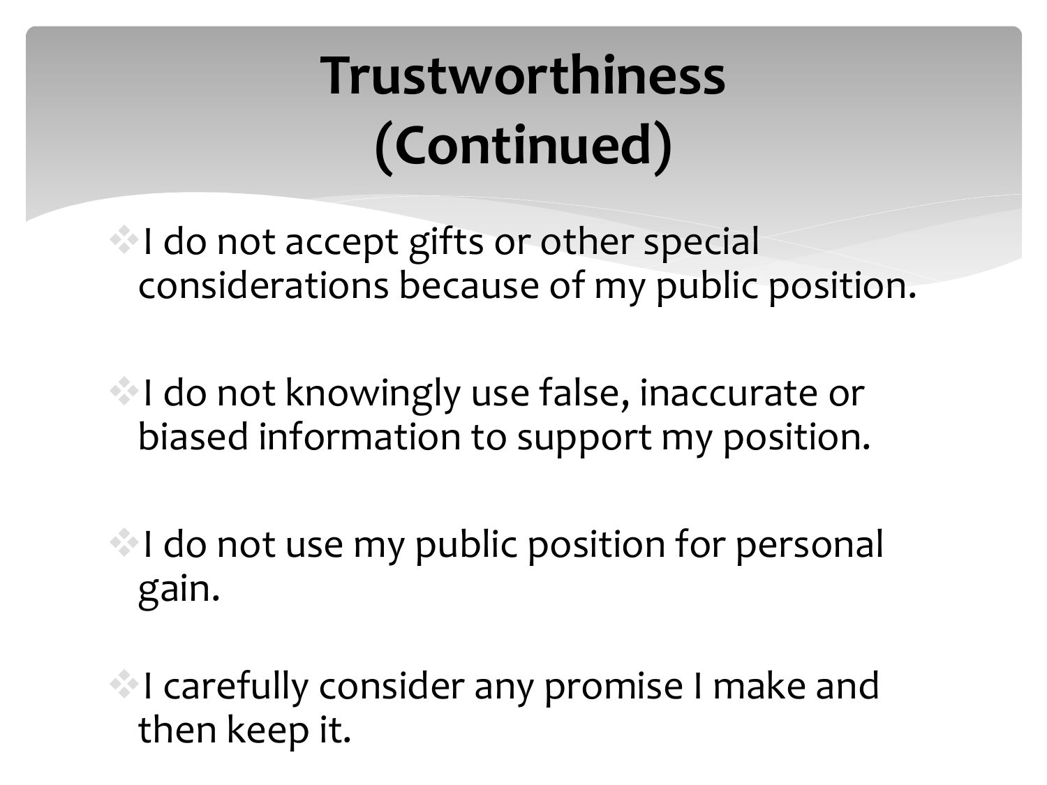# Trustworthiness (Continued)

- I do not accept gifts or other special considerations because of my public position.
- I do not knowingly use false, inaccurate or biased information to support my position.
- I do not use my public position for personal gain.
- I carefully consider any promise I make and then keep it.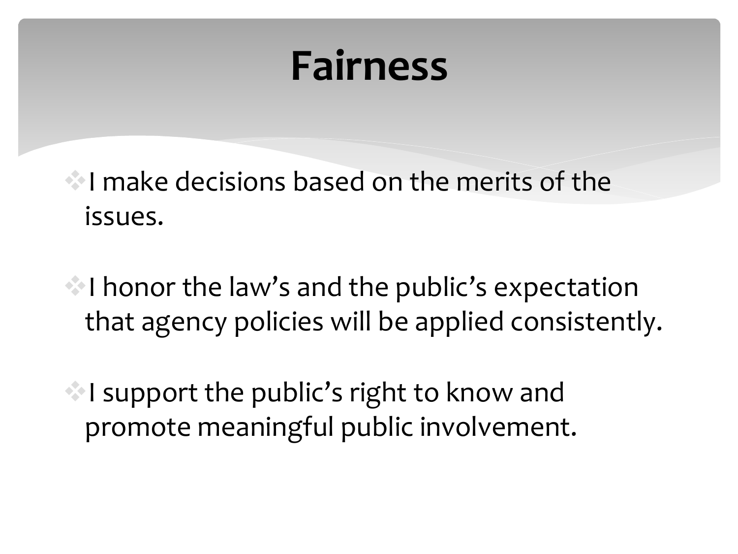# Fairness

- I make decisions based on the merits of the issues.
- I honor the law's and the public's expectation that agency policies will be applied consistently.
- I support the public's right to know and promote meaningful public involvement.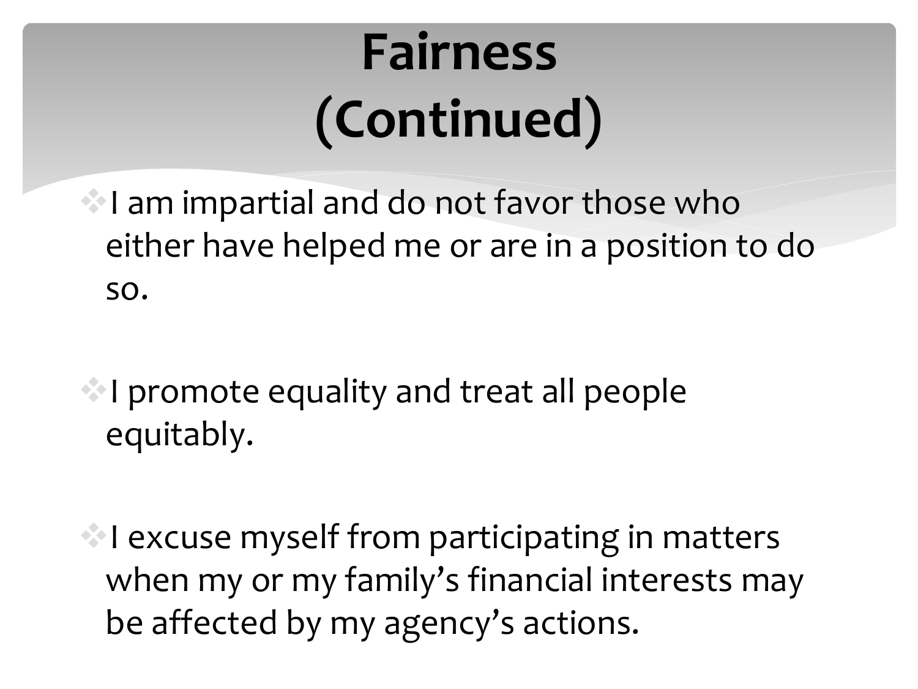# Fairness (Continued)

- I am impartial and do not favor those who either have helped me or are in a position to do so.
- I promote equality and treat all people equitably.
- I excuse myself from participating in matters when my or my family's financial interests may be affected by my agency's actions.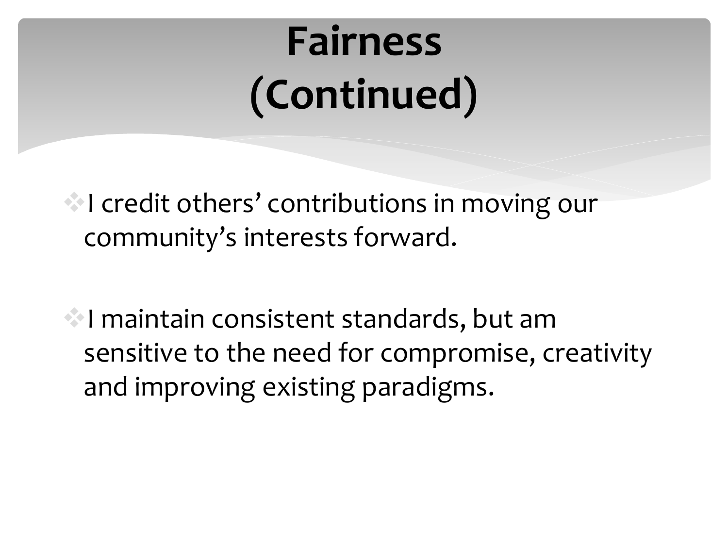# Fairness (Continued)

- I credit others' contributions in moving our community's interests forward.

- I maintain consistent standards, but am sensitive to the need for compromise, creativity and improving existing paradigms.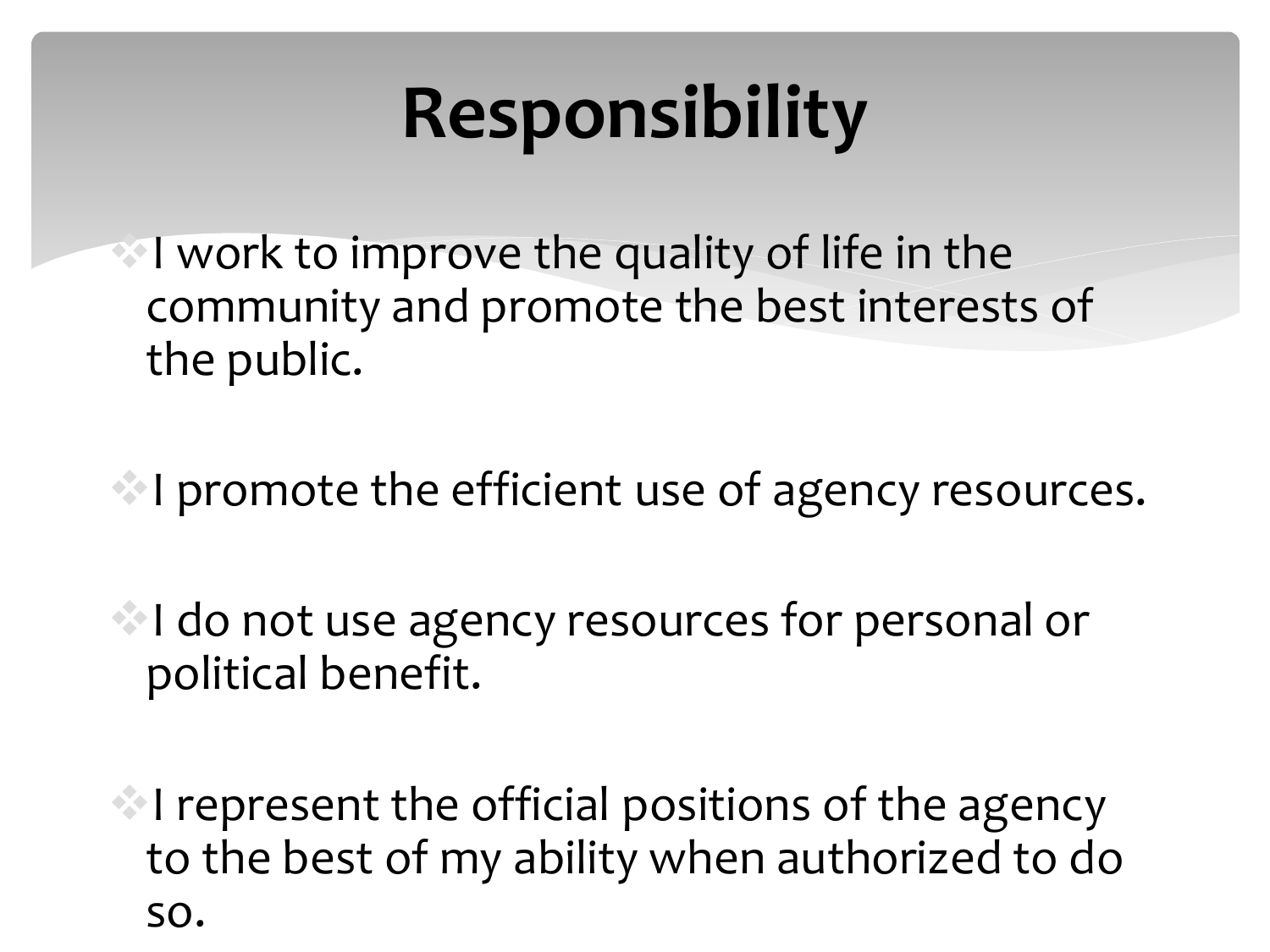# Responsibility

- I work to improve the quality of life in the community and promote the best interests of the public.
- I promote the efficient use of agency resources.
- I do not use agency resources for personal or political benefit.
- I represent the official positions of the agency to the best of my ability when authorized to do so.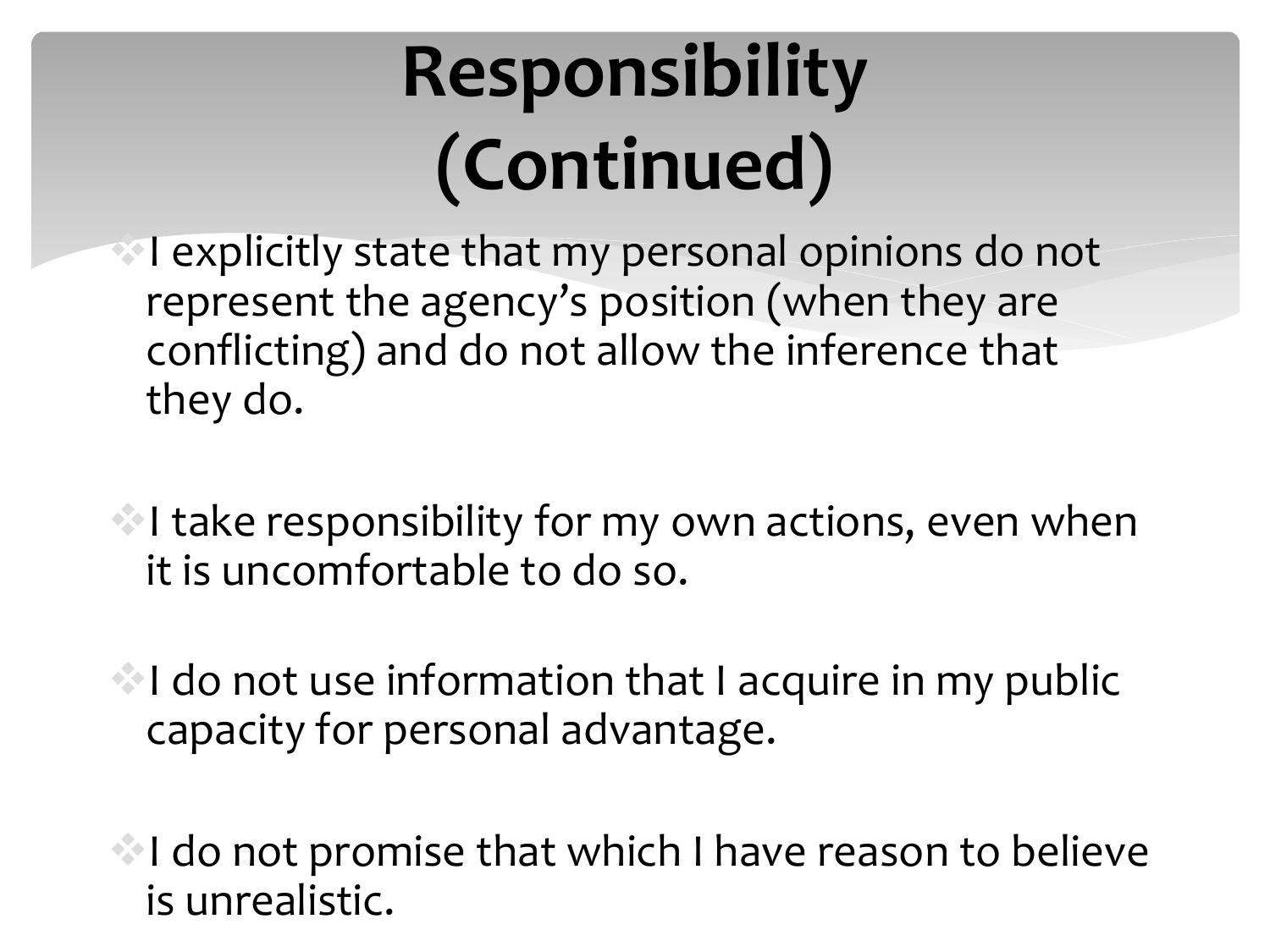# Responsibility (Continued)

- I explicitly state that my personal opinions do not represent the agency's position (when they are conflicting) and do not allow the inference that they do.
- I take responsibility for my own actions, even when it is uncomfortable to do so.
- I do not use information that I acquire in my public capacity for personal advantage.
- I do not promise that which I have reason to believe is unrealistic.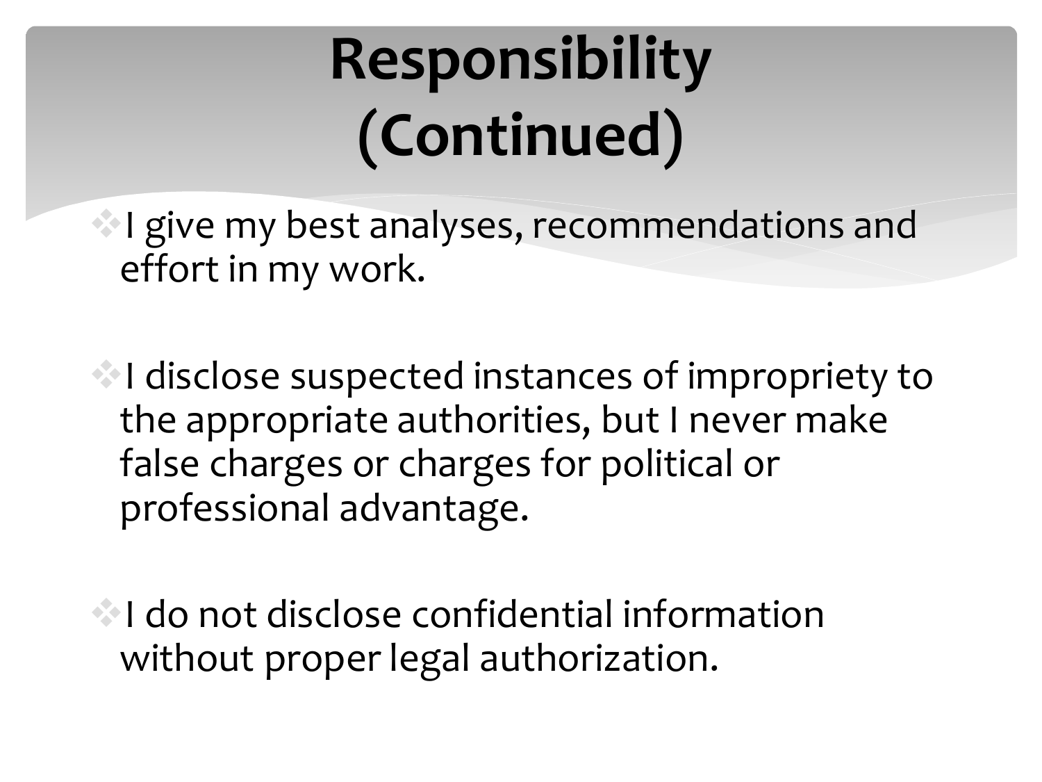# Responsibility (Continued)

- I give my best analyses, recommendations and effort in my work.
- I disclose suspected instances of impropriety to the appropriate authorities, but I never make false charges or charges for political or professional advantage.
- I do not disclose confidential information without proper legal authorization.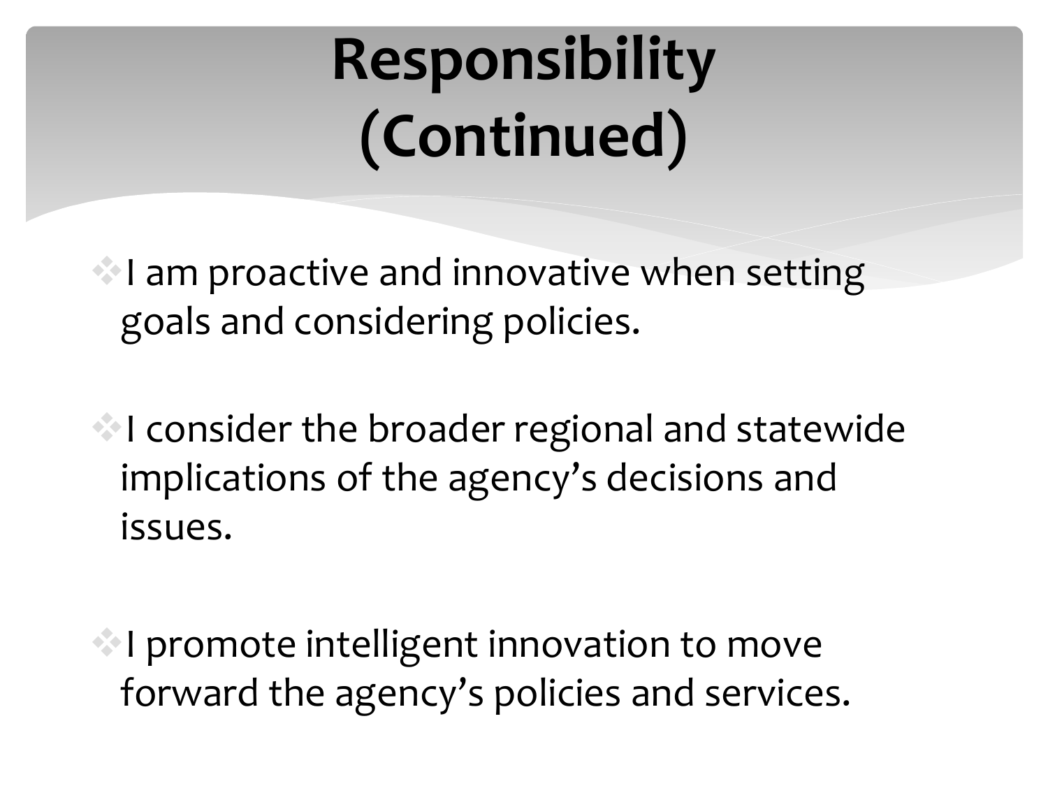# Responsibility (Continued)

- I am proactive and innovative when setting goals and considering policies.
- I consider the broader regional and statewide implications of the agency's decisions and issues.
- I promote intelligent innovation to move forward the agency's policies and services.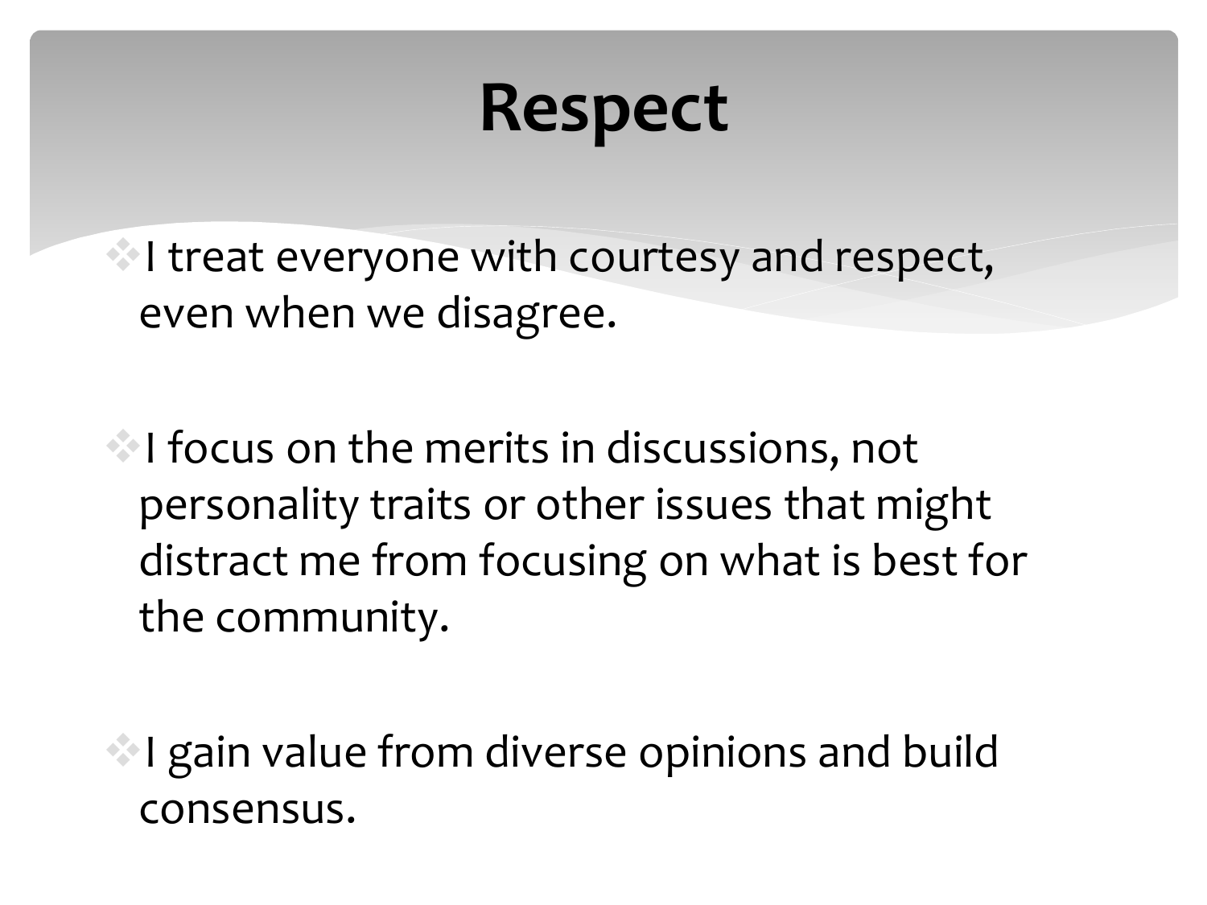# Respect

- I treat everyone with courtesy and respect, even when we disagree.

- I focus on the merits in discussions, not personality traits or other issues that might distract me from focusing on what is best for the community.

- I gain value from diverse opinions and build consensus.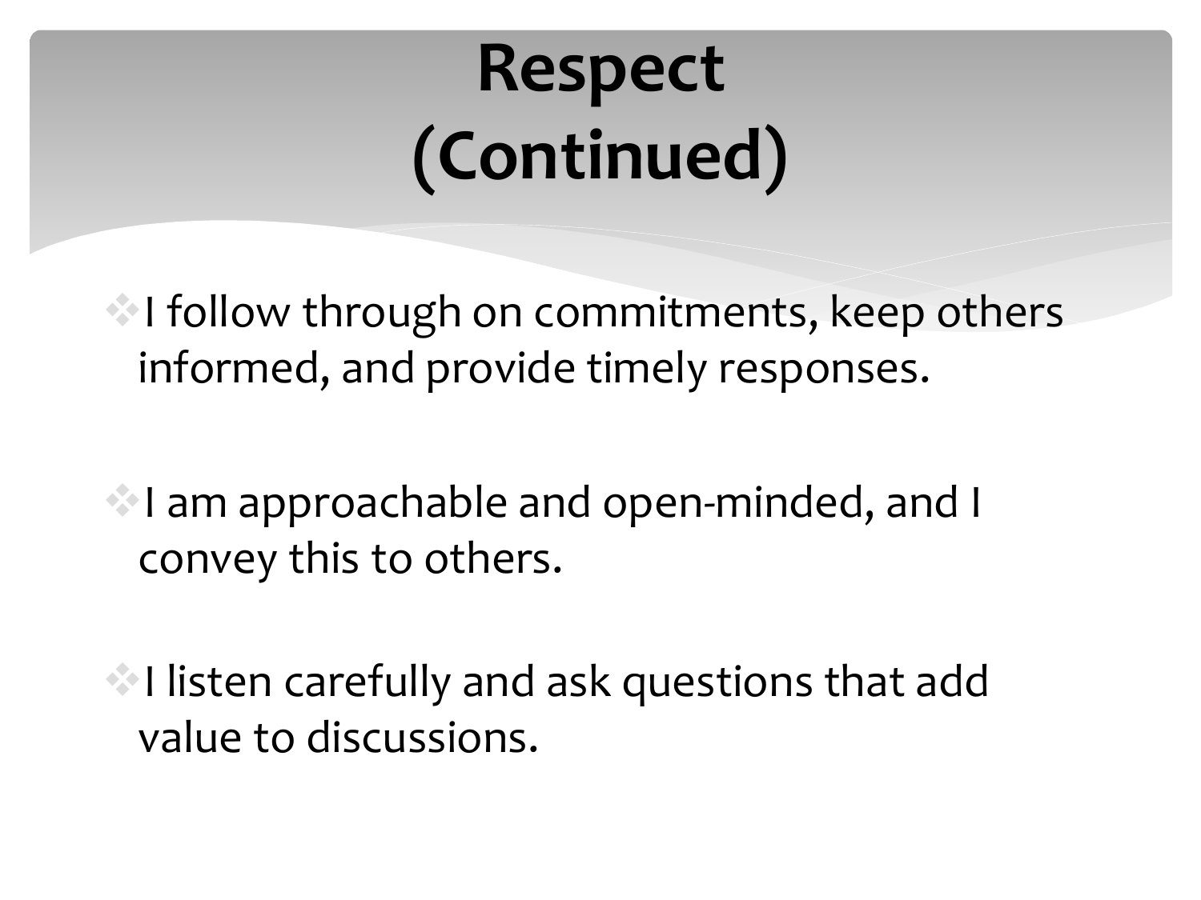# Respect (Continued)

- I follow through on commitments, keep others informed, and provide timely responses.
- I am approachable and open-minded, and I convey this to others.
- I listen carefully and ask questions that add value to discussions.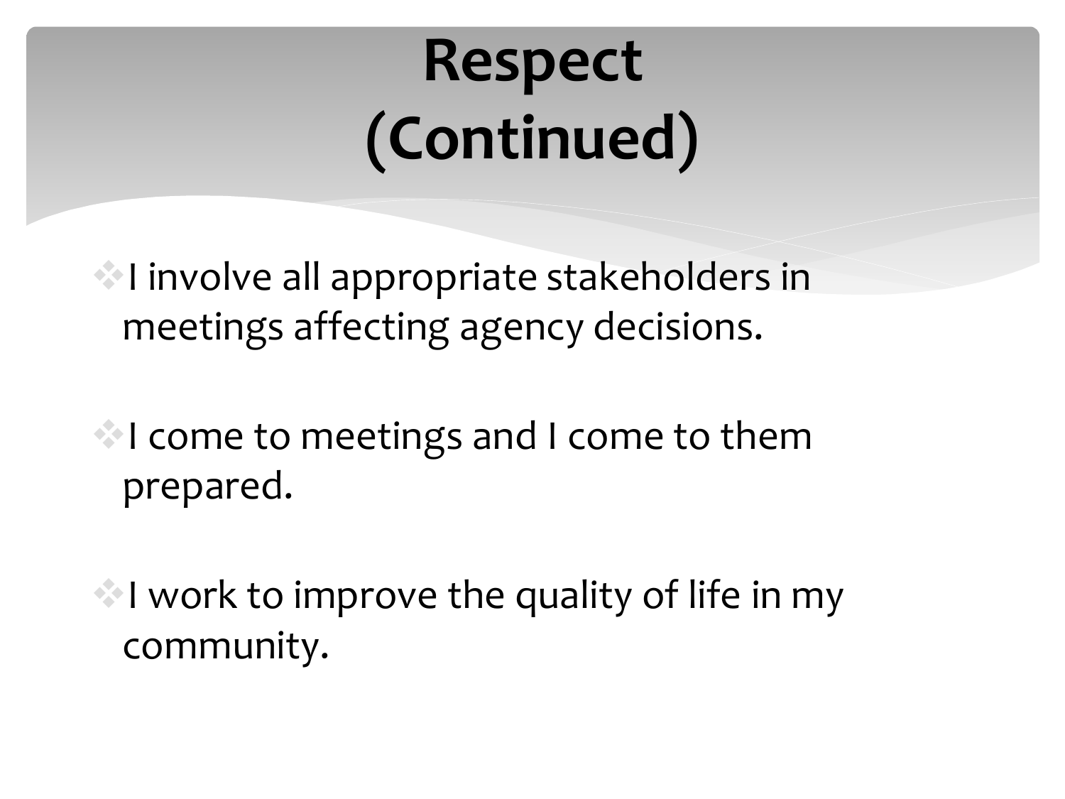# Respect (Continued)

- I involve all appropriate stakeholders in meetings affecting agency decisions.

- I come to meetings and I come to them prepared.

- I work to improve the quality of life in my community.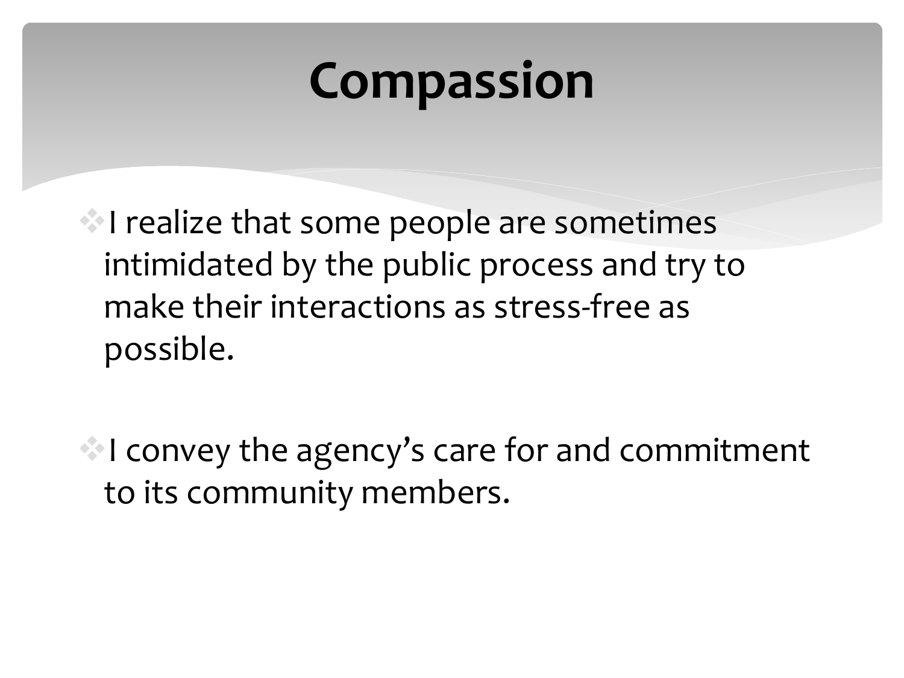# Compassion

- I realize that some people are sometimes intimidated by the public process and try to make their interactions as stress-free as possible.

- I convey the agency's care for and commitment to its community members.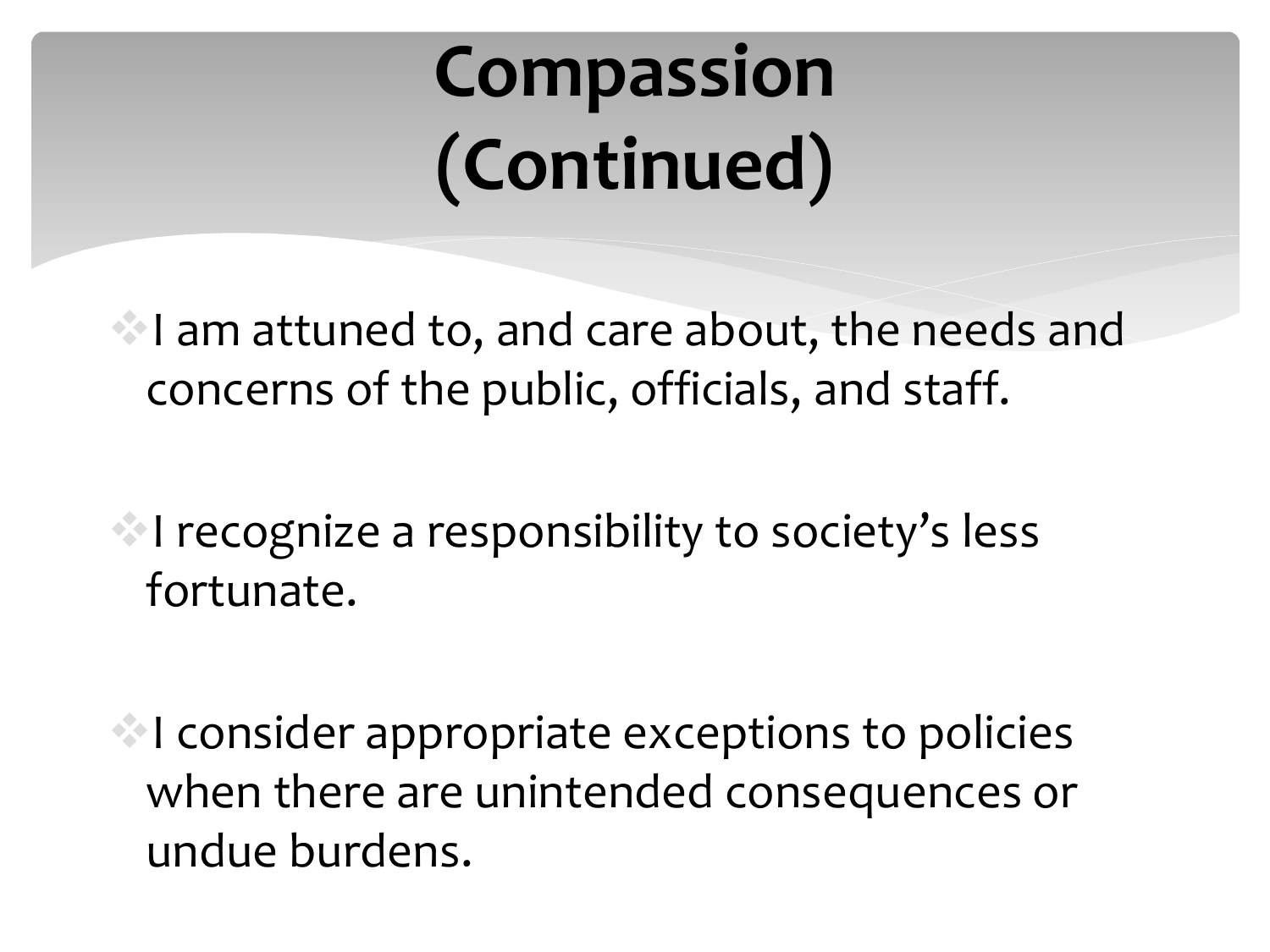# Compassion (Continued)

- I am attuned to, and care about, the needs and concerns of the public, officials, and staff.
- I recognize a responsibility to society's less fortunate.
- I consider appropriate exceptions to policies when there are unintended consequences or undue burdens.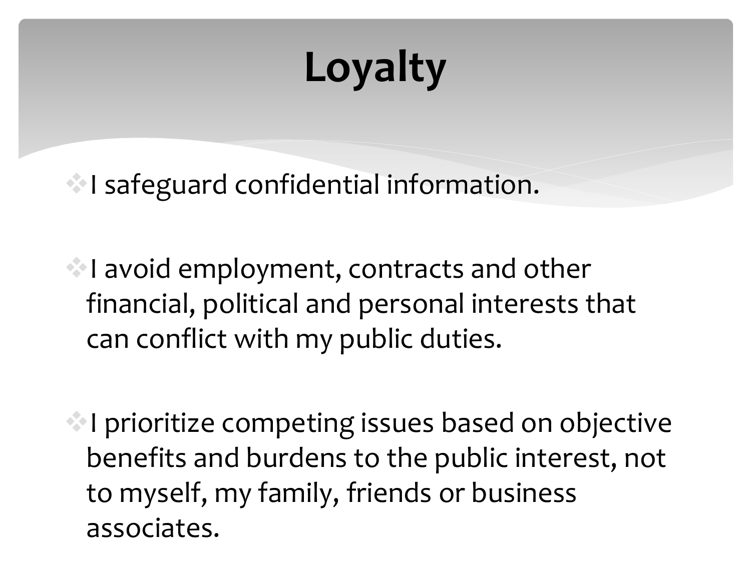# Loyalty

- I safeguard confidential information.
- I avoid employment, contracts and other financial, political and personal interests that can conflict with my public duties.
- I prioritize competing issues based on objective benefits and burdens to the public interest, not to myself, my family, friends or business associates.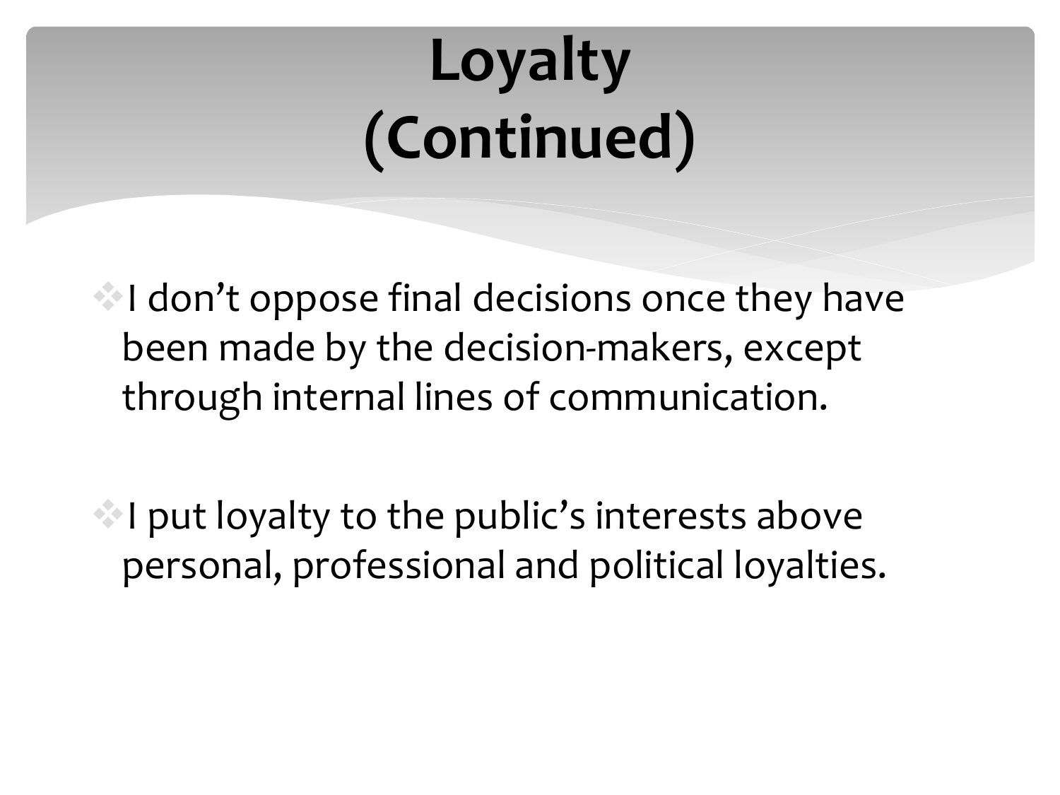# Loyalty (Continued)

- I don’t oppose final decisions once they have been made by the decision-makers, except through internal lines of communication.

- I put loyalty to the public’s interests above personal, professional and political loyalties.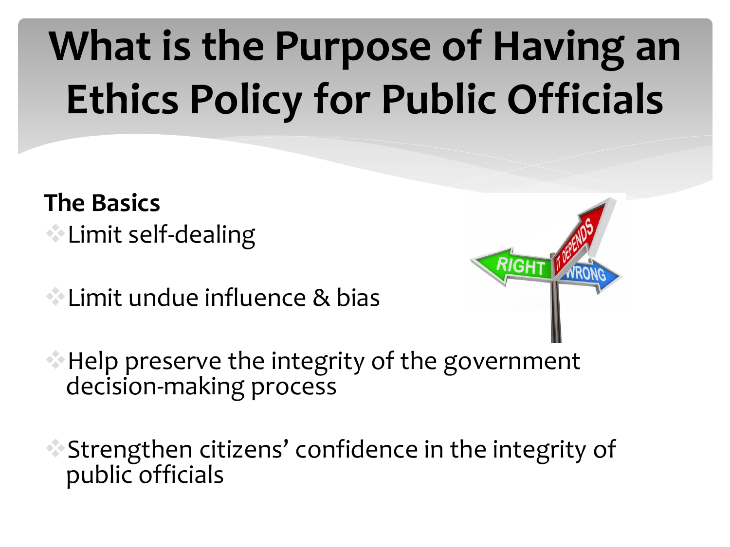# What is the Purpose of Having an Ethics Policy for Public Officials

**The Basics**

- Limit self-dealing
- Limit undue influence & bias
- Help preserve the integrity of the government decision-making process
- Strengthen citizens' confidence in the integrity of public officials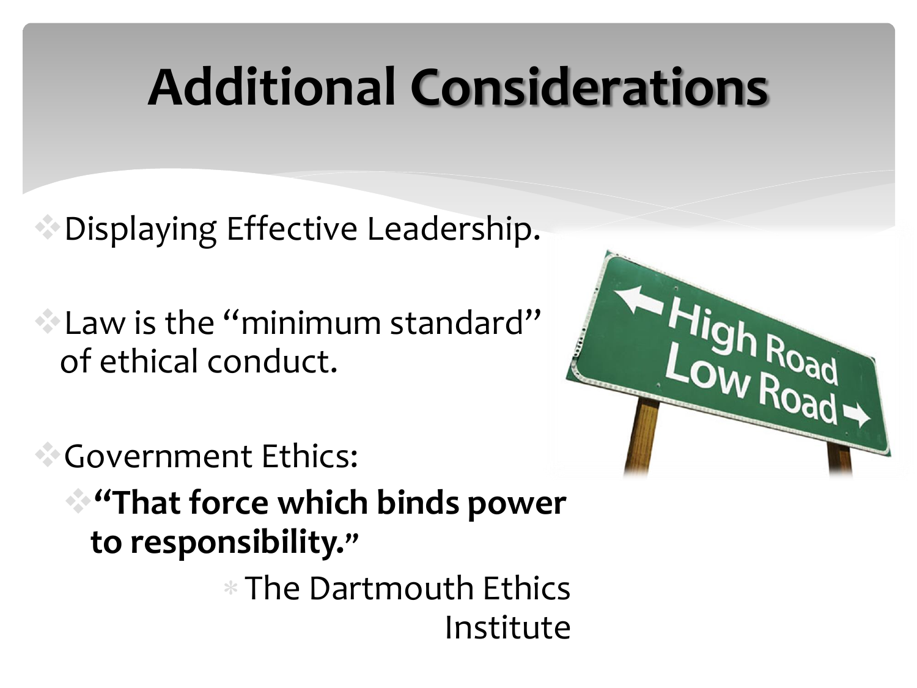# Additional Considerations

- Displaying Effective Leadership.

- Law is the "minimum standard" of ethical conduct.

- Government Ethics:
  - **"That force which binds power to responsibility."**
    - The Dartmouth Ethics Institute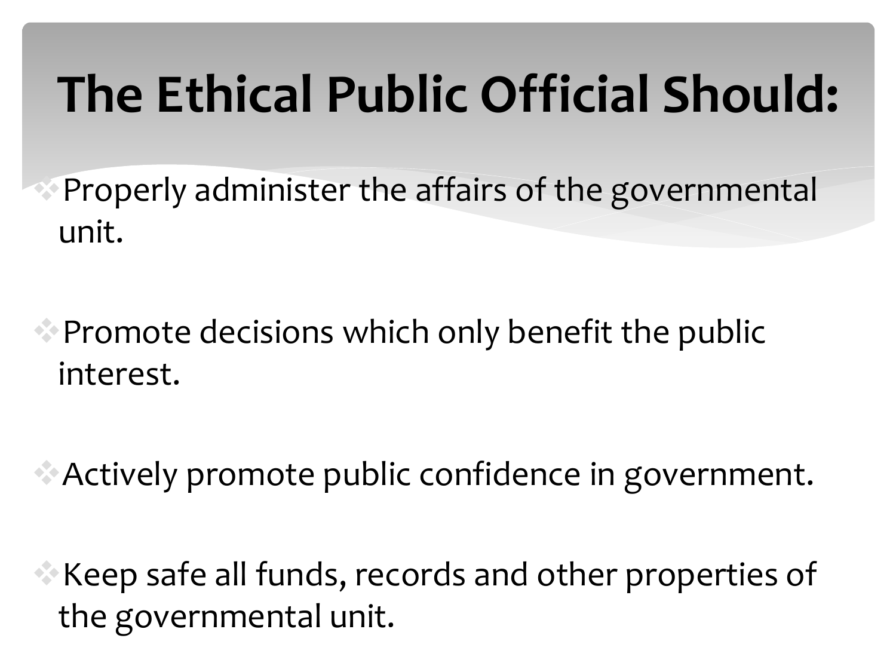# The Ethical Public Official Should:

- Properly administer the affairs of the governmental unit.
- Promote decisions which only benefit the public interest.
- Actively promote public confidence in government.
- Keep safe all funds, records and other properties of the governmental unit.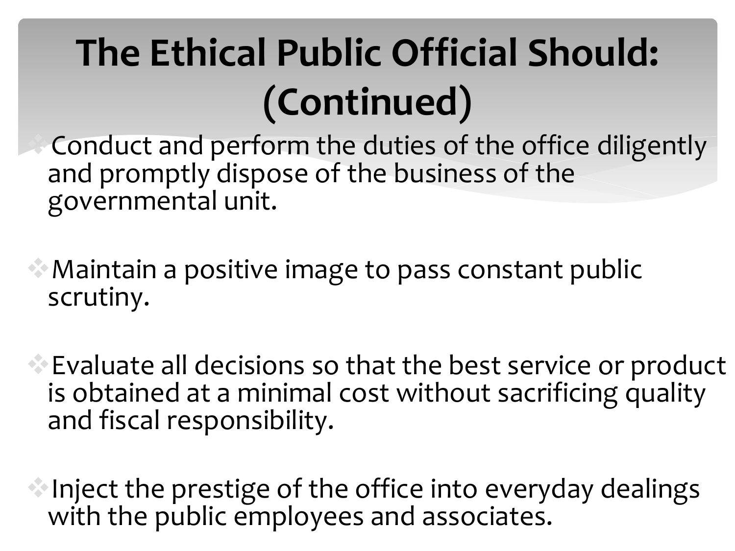# The Ethical Public Official Should: (Continued)

- Conduct and perform the duties of the office diligently and promptly dispose of the business of the governmental unit.
- Maintain a positive image to pass constant public scrutiny.
- Evaluate all decisions so that the best service or product is obtained at a minimal cost without sacrificing quality and fiscal responsibility.
- Inject the prestige of the office into everyday dealings with the public employees and associates.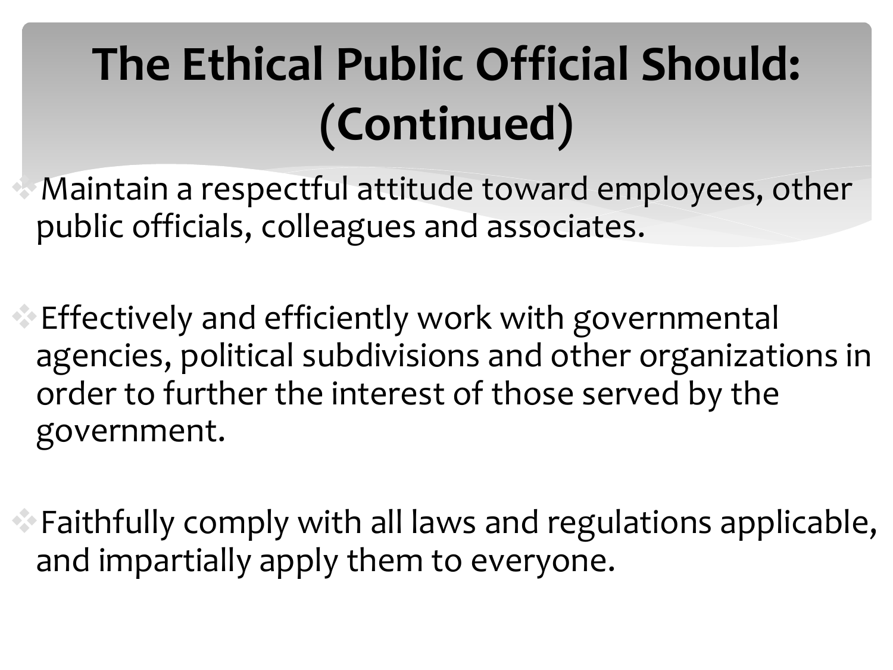# The Ethical Public Official Should: (Continued)

- Maintain a respectful attitude toward employees, other public officials, colleagues and associates.

- Effectively and efficiently work with governmental agencies, political subdivisions and other organizations in order to further the interest of those served by the government.

- Faithfully comply with all laws and regulations applicable, and impartially apply them to everyone.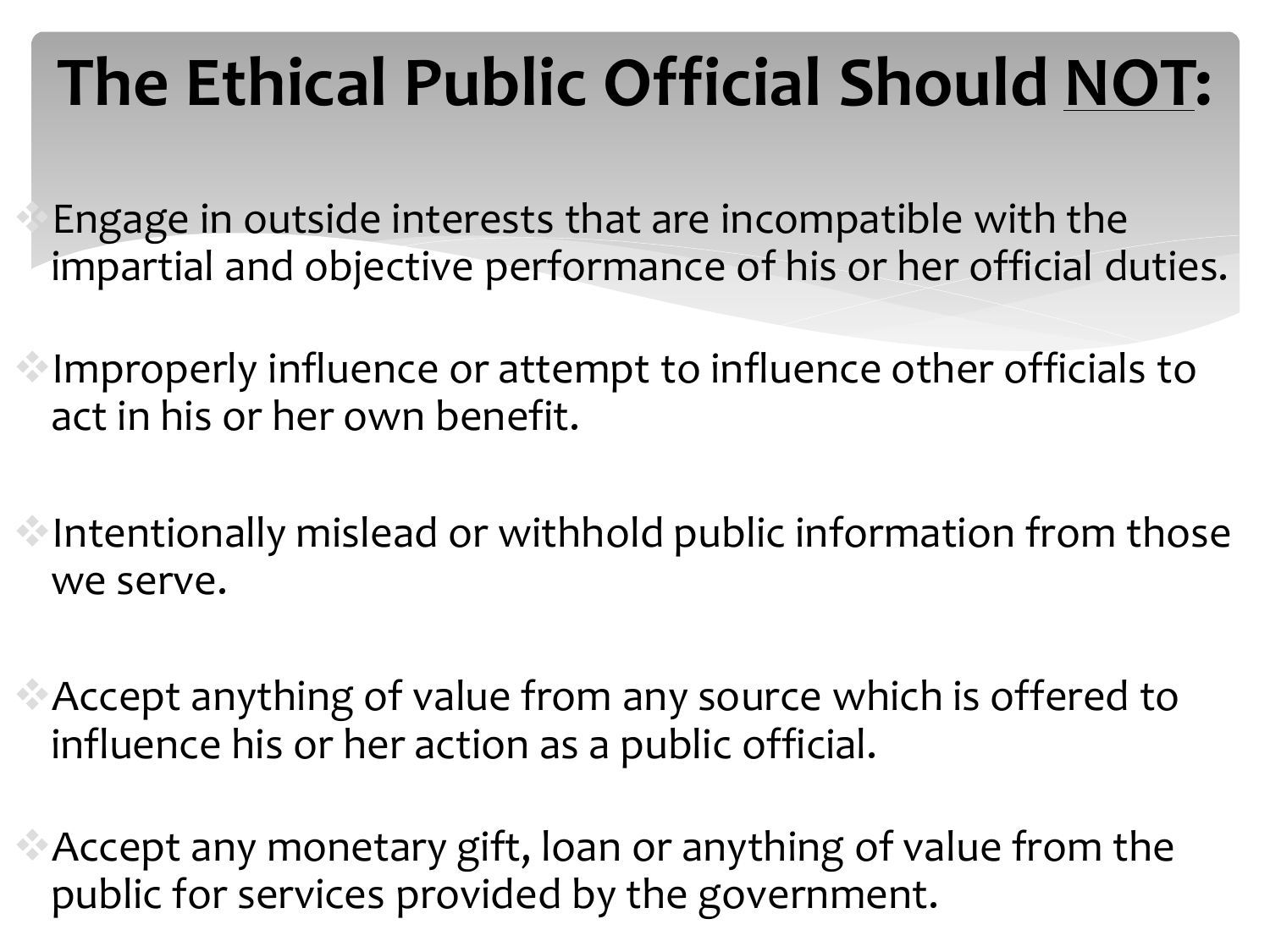# The Ethical Public Official Should <u>NOT</u>:

- Engage in outside interests that are incompatible with the impartial and objective performance of his or her official duties.
- Improperly influence or attempt to influence other officials to act in his or her own benefit.
- Intentionally mislead or withhold public information from those we serve.
- Accept anything of value from any source which is offered to influence his or her action as a public official.
- Accept any monetary gift, loan or anything of value from the public for services provided by the government.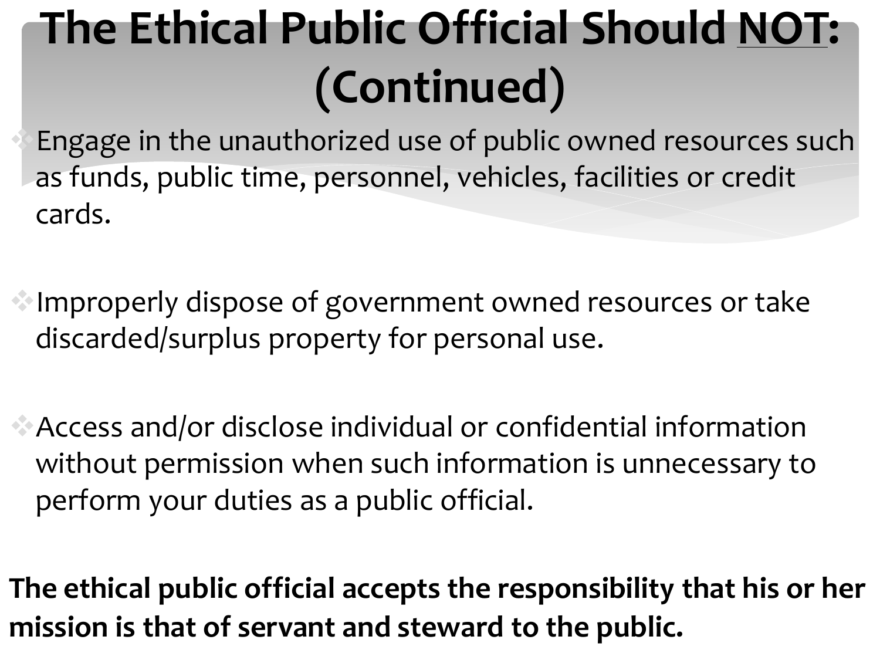# The Ethical Public Official Should NOT: (Continued)

- Engage in the unauthorized use of public owned resources such as funds, public time, personnel, vehicles, facilities or credit cards.
- Improperly dispose of government owned resources or take discarded/surplus property for personal use.
- Access and/or disclose individual or confidential information without permission when such information is unnecessary to perform your duties as a public official.

**The ethical public official accepts the responsibility that his or her mission is that of servant and steward to the public.**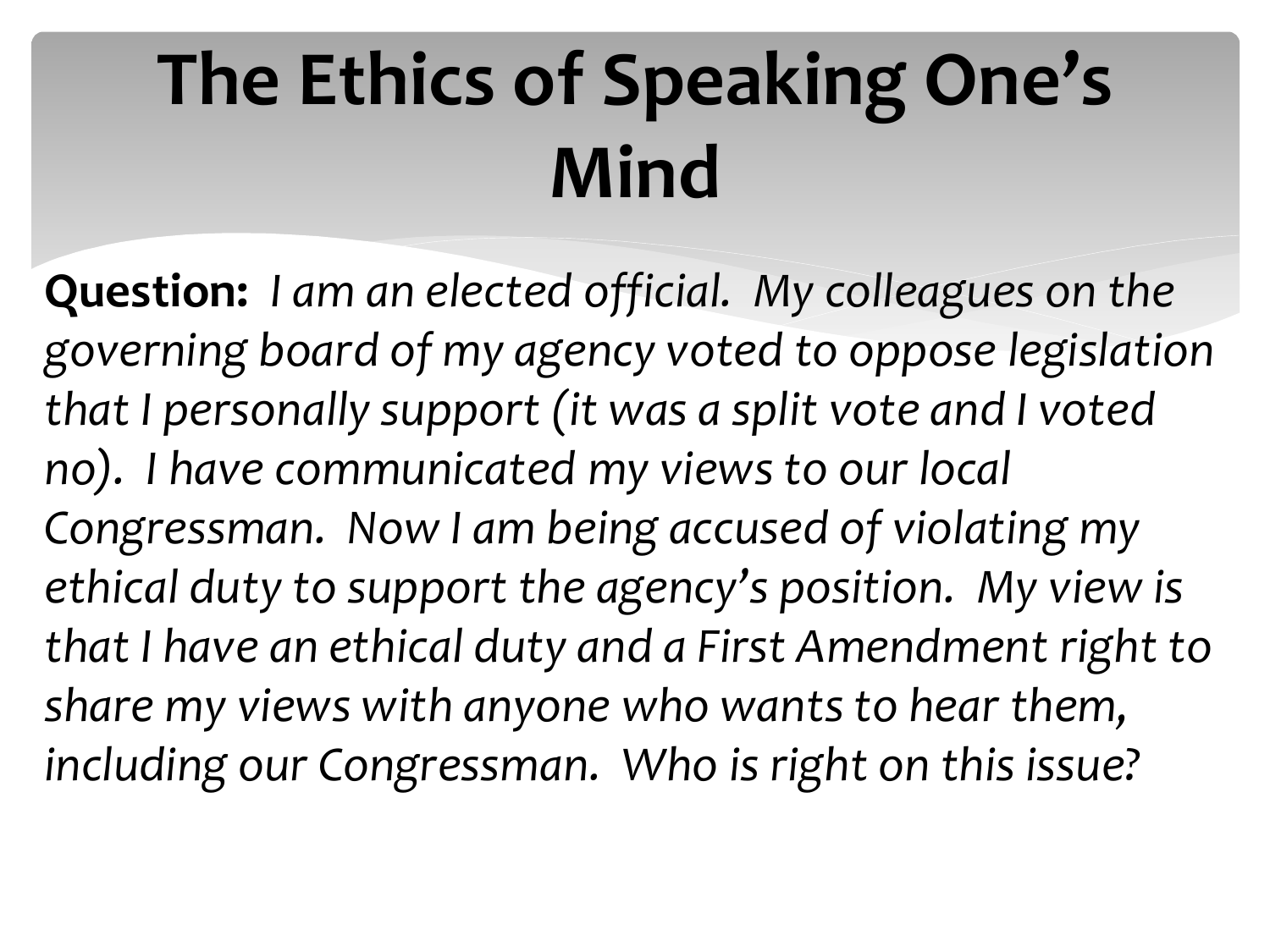# The Ethics of Speaking One's Mind

**Question:** *I am an elected official. My colleagues on the governing board of my agency voted to oppose legislation that I personally support (it was a split vote and I voted no). I have communicated my views to our local Congressman. Now I am being accused of violating my ethical duty to support the agency's position. My view is that I have an ethical duty and a First Amendment right to share my views with anyone who wants to hear them, including our Congressman. Who is right on this issue?*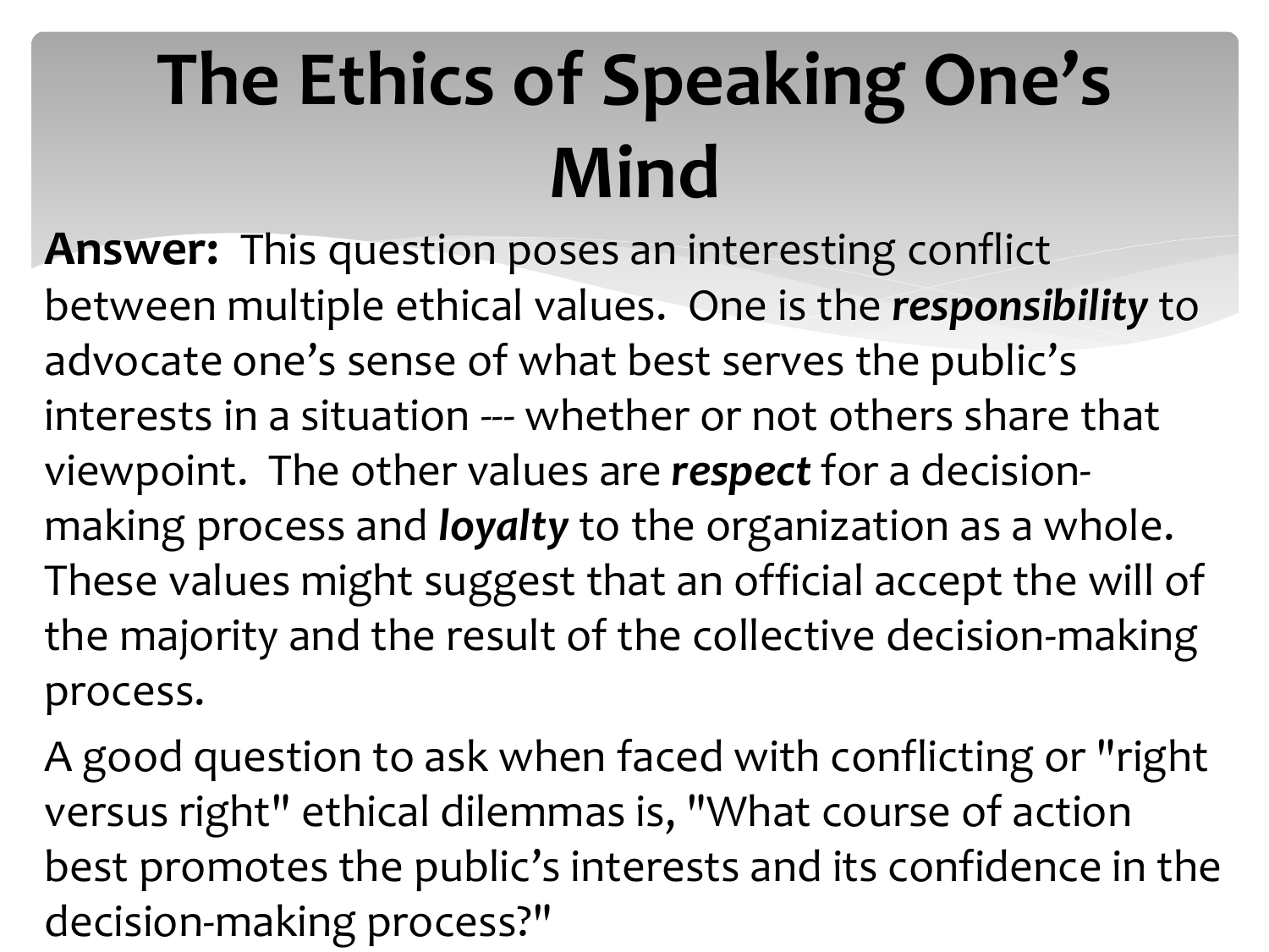# The Ethics of Speaking One's Mind

**Answer:** This question poses an interesting conflict between multiple ethical values. One is the ***responsibility*** to advocate one's sense of what best serves the public's interests in a situation --- whether or not others share that viewpoint. The other values are ***respect*** for a decision-making process and ***loyalty*** to the organization as a whole. These values might suggest that an official accept the will of the majority and the result of the collective decision-making process.

A good question to ask when faced with conflicting or "right versus right" ethical dilemmas is, "What course of action best promotes the public's interests and its confidence in the decision-making process?"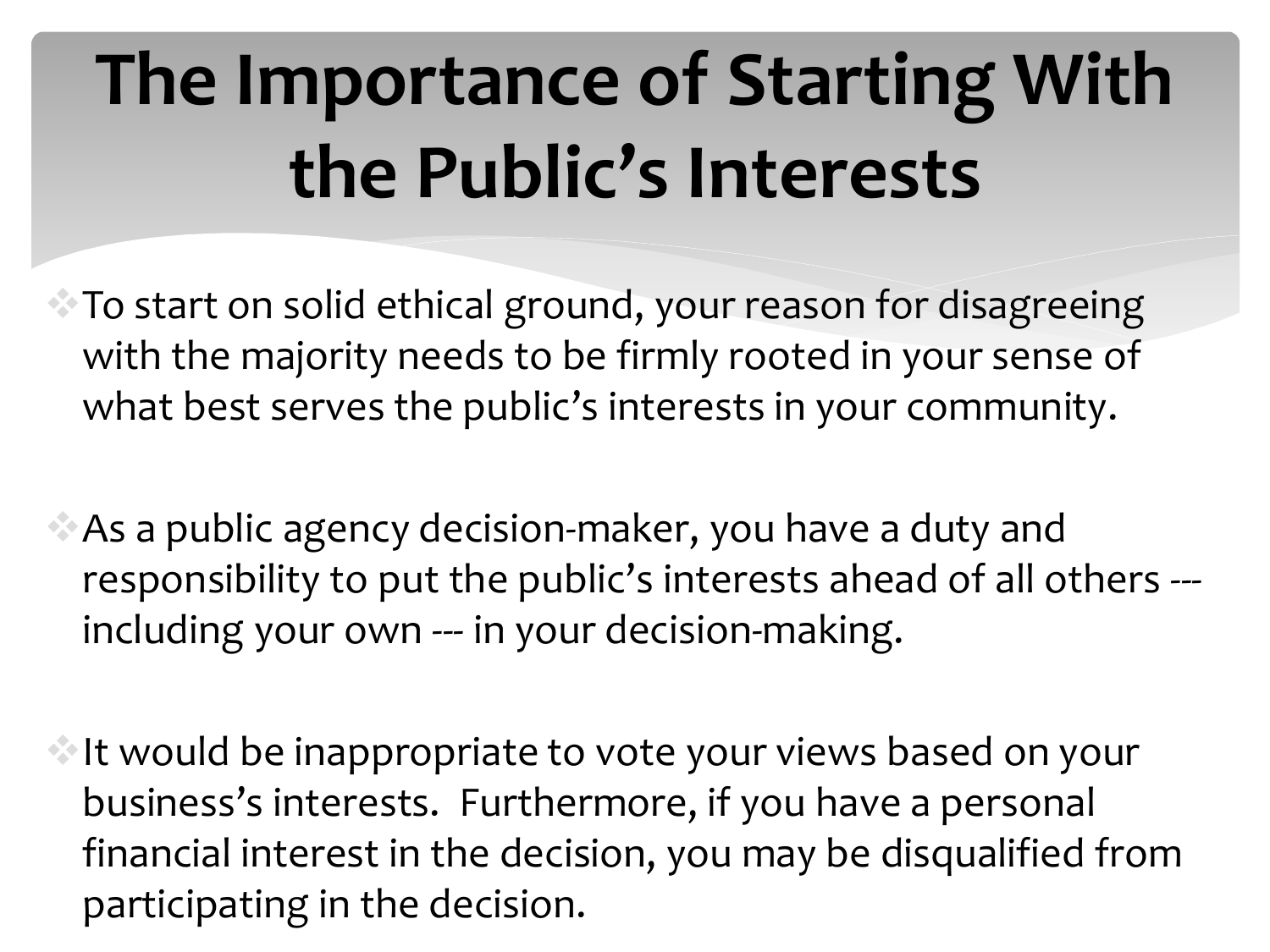# The Importance of Starting With the Public's Interests

- To start on solid ethical ground, your reason for disagreeing with the majority needs to be firmly rooted in your sense of what best serves the public's interests in your community.

- As a public agency decision-maker, you have a duty and responsibility to put the public's interests ahead of all others --- including your own --- in your decision-making.

- It would be inappropriate to vote your views based on your business's interests. Furthermore, if you have a personal financial interest in the decision, you may be disqualified from participating in the decision.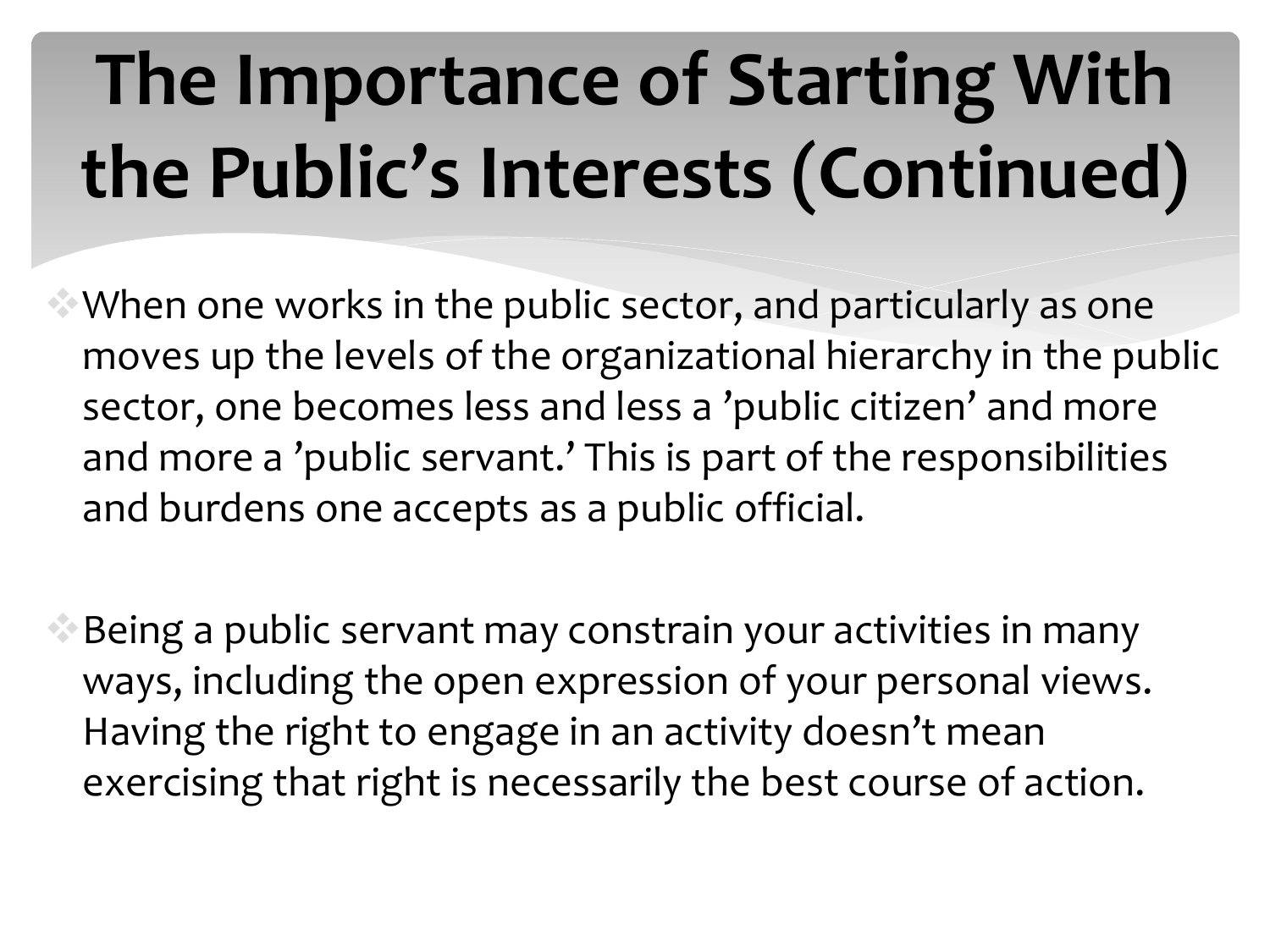# The Importance of Starting With the Public's Interests (Continued)

- When one works in the public sector, and particularly as one moves up the levels of the organizational hierarchy in the public sector, one becomes less and less a 'public citizen' and more and more a 'public servant.' This is part of the responsibilities and burdens one accepts as a public official.

- Being a public servant may constrain your activities in many ways, including the open expression of your personal views. Having the right to engage in an activity doesn't mean exercising that right is necessarily the best course of action.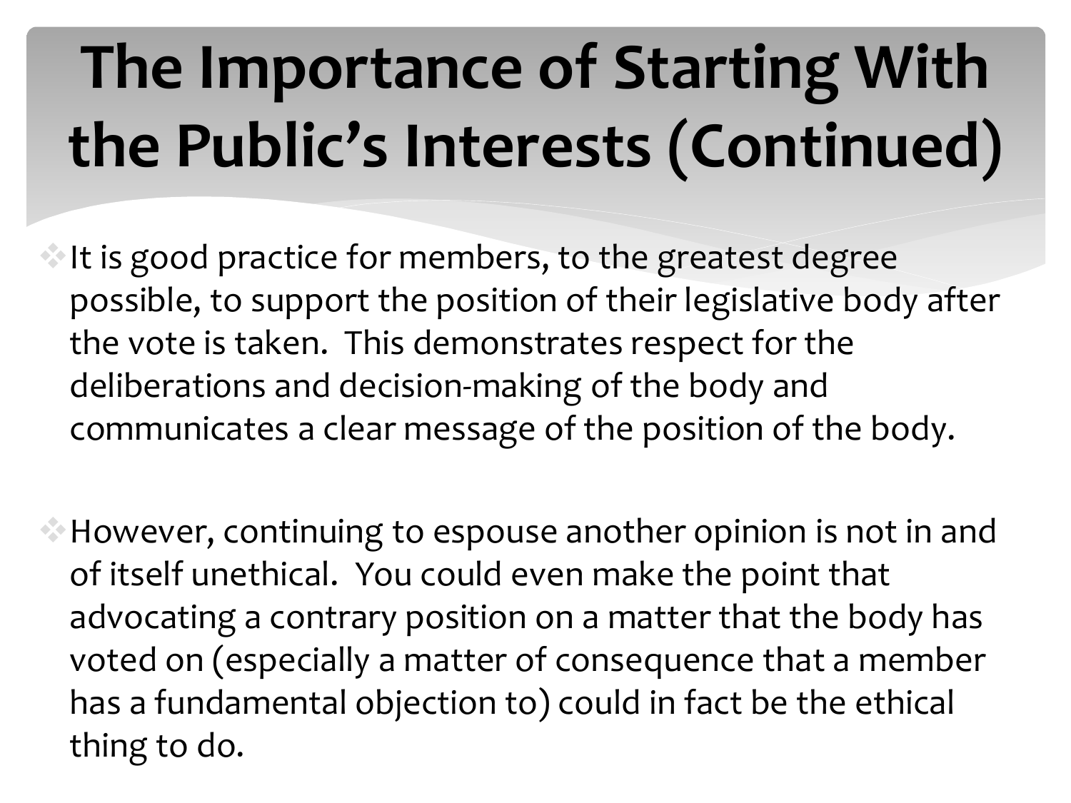# The Importance of Starting With the Public's Interests (Continued)

- It is good practice for members, to the greatest degree possible, to support the position of their legislative body after the vote is taken. This demonstrates respect for the deliberations and decision-making of the body and communicates a clear message of the position of the body.

- However, continuing to espouse another opinion is not in and of itself unethical. You could even make the point that advocating a contrary position on a matter that the body has voted on (especially a matter of consequence that a member has a fundamental objection to) could in fact be the ethical thing to do.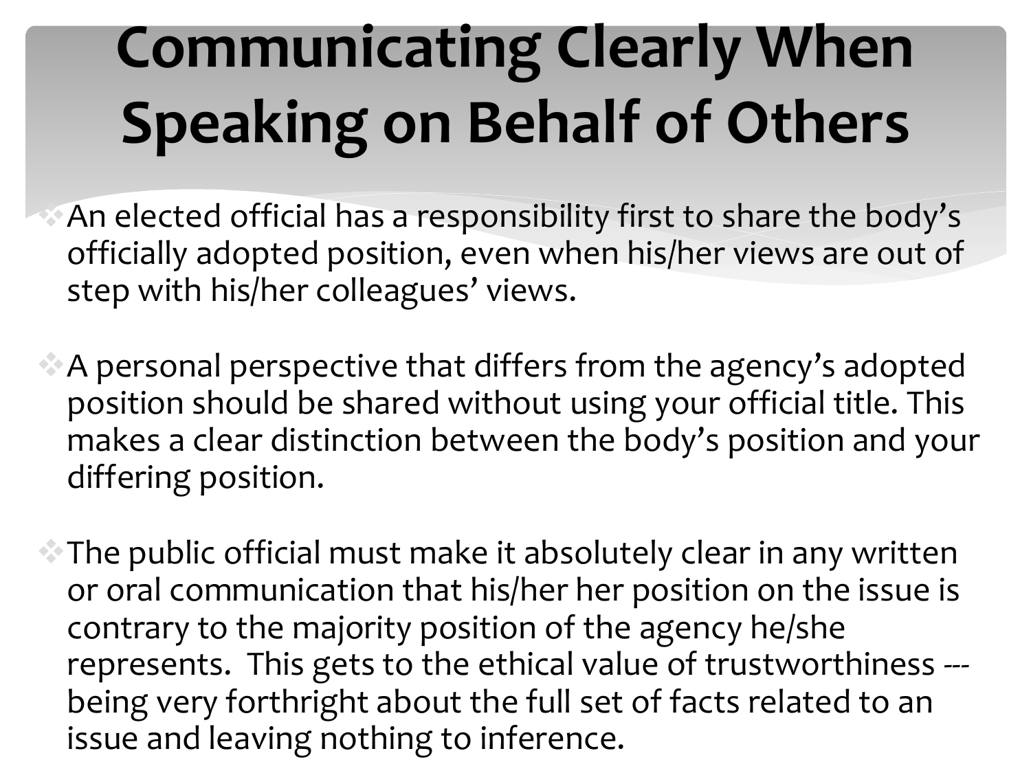# Communicating Clearly When Speaking on Behalf of Others

- An elected official has a responsibility first to share the body's officially adopted position, even when his/her views are out of step with his/her colleagues' views.

- A personal perspective that differs from the agency's adopted position should be shared without using your official title. This makes a clear distinction between the body's position and your differing position.

- The public official must make it absolutely clear in any written or oral communication that his/her her position on the issue is contrary to the majority position of the agency he/she represents. This gets to the ethical value of trustworthiness --- being very forthright about the full set of facts related to an issue and leaving nothing to inference.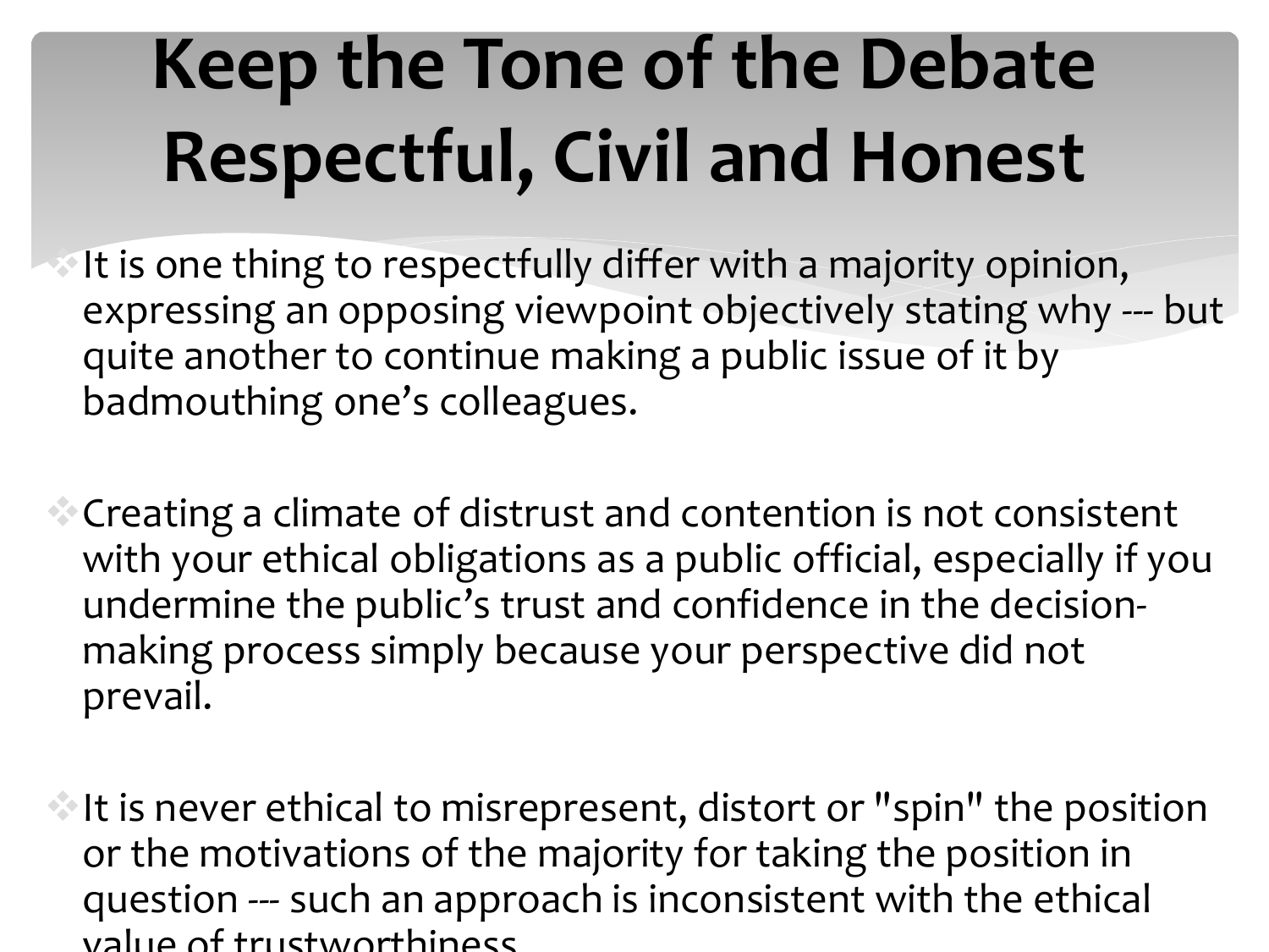# Keep the Tone of the Debate Respectful, Civil and Honest

- It is one thing to respectfully differ with a majority opinion, expressing an opposing viewpoint objectively stating why --- but quite another to continue making a public issue of it by badmouthing one's colleagues.

- Creating a climate of distrust and contention is not consistent with your ethical obligations as a public official, especially if you undermine the public's trust and confidence in the decision-making process simply because your perspective did not prevail.

- It is never ethical to misrepresent, distort or "spin" the position or the motivations of the majority for taking the position in question --- such an approach is inconsistent with the ethical value of trustworthiness.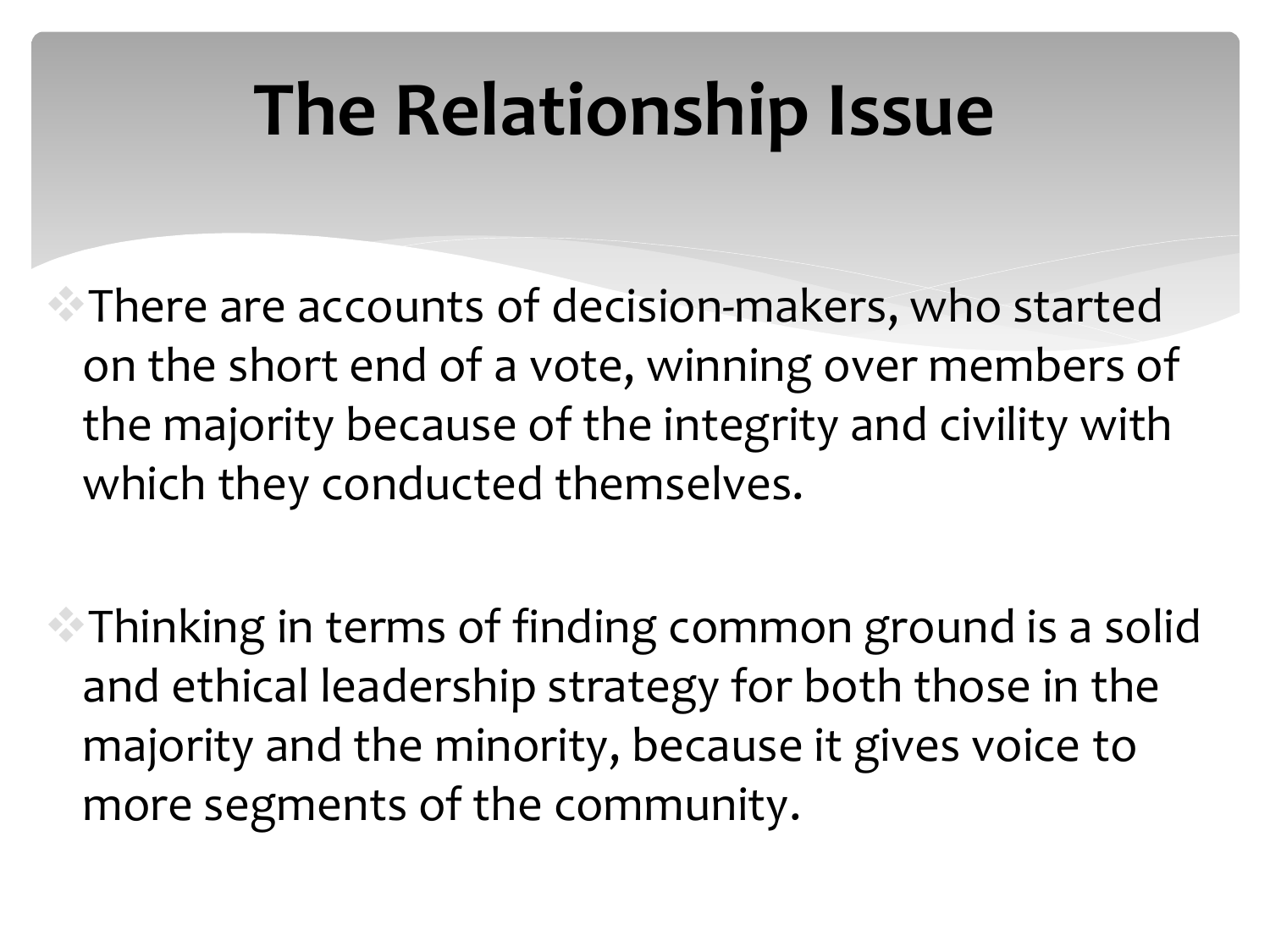# The Relationship Issue

- There are accounts of decision-makers, who started on the short end of a vote, winning over members of the majority because of the integrity and civility with which they conducted themselves.

- Thinking in terms of finding common ground is a solid and ethical leadership strategy for both those in the majority and the minority, because it gives voice to more segments of the community.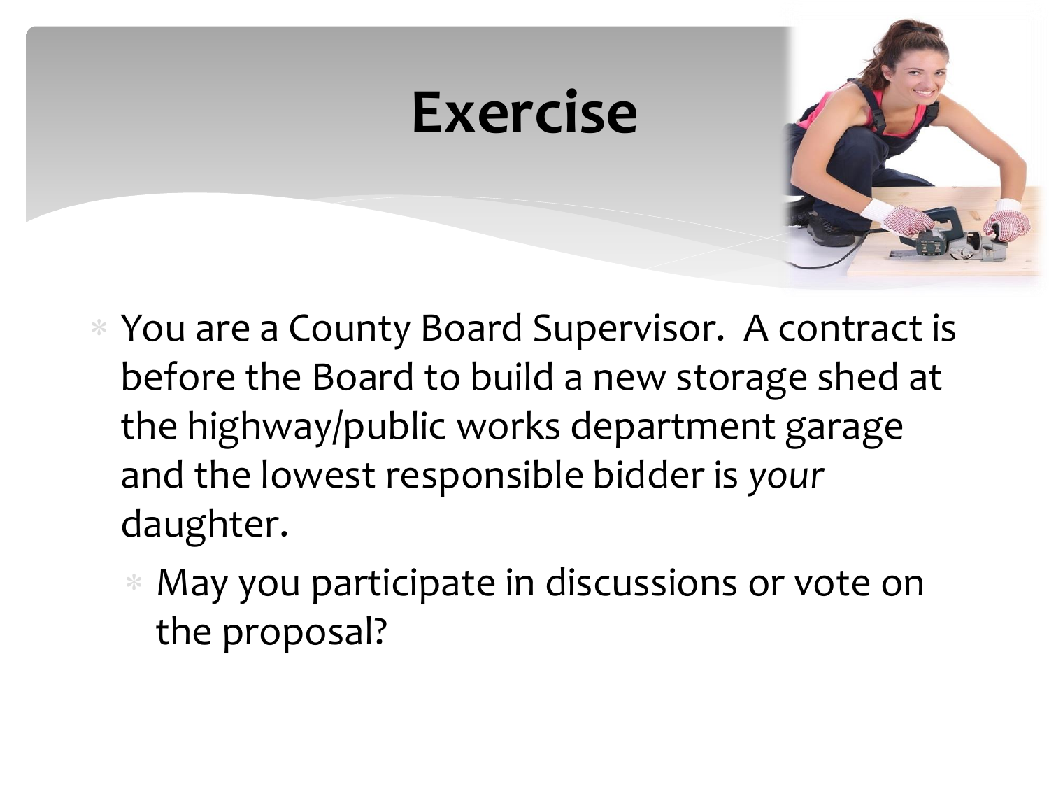# Exercise

- You are a County Board Supervisor.  A contract is before the Board to build a new storage shed at the highway/public works department garage and the lowest responsible bidder is *your* daughter.
  - May you participate in discussions or vote on the proposal?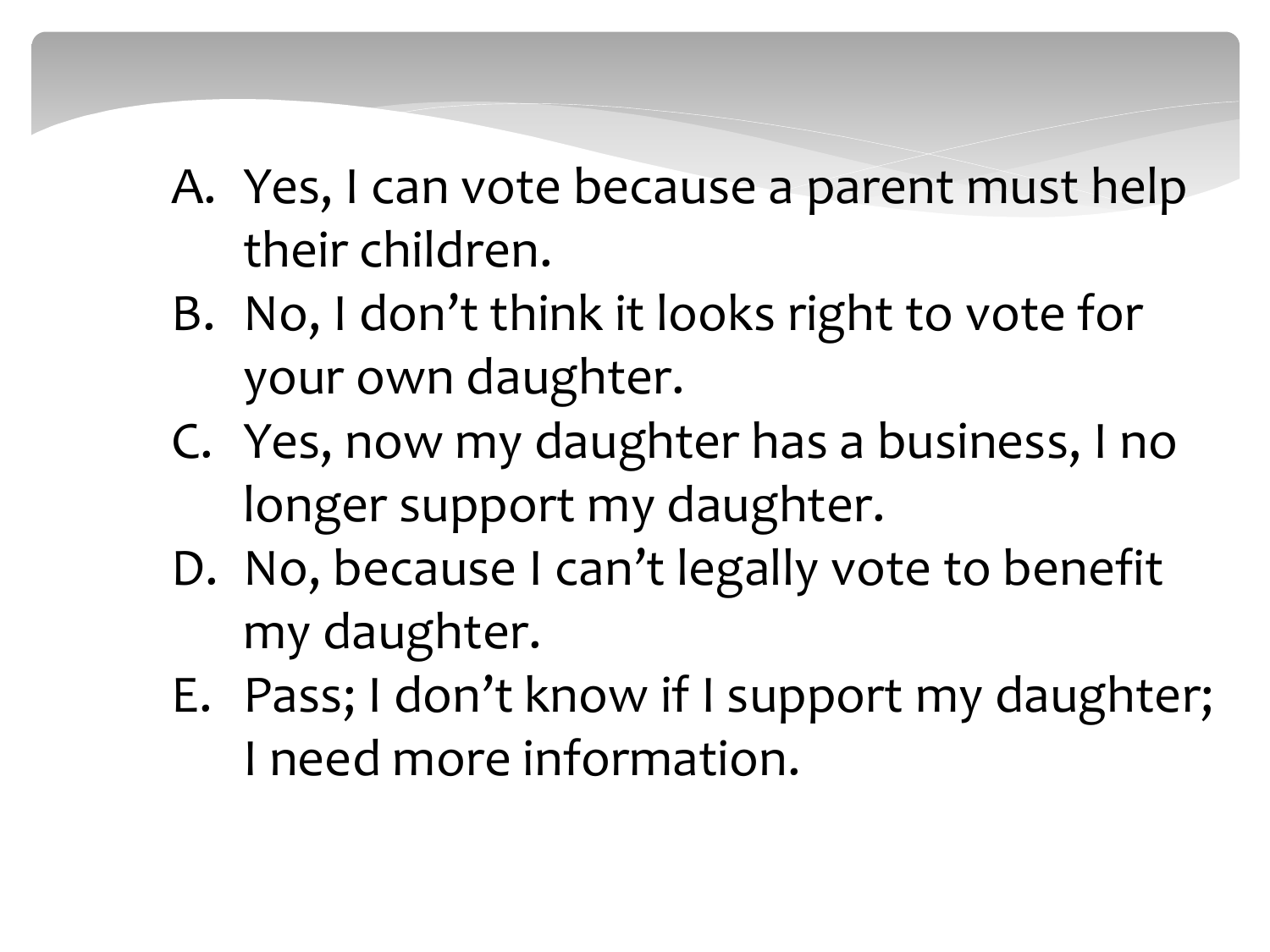A. Yes, I can vote because a parent must help their children.
B. No, I don't think it looks right to vote for your own daughter.
C. Yes, now my daughter has a business, I no longer support my daughter.
D. No, because I can't legally vote to benefit my daughter.
E. Pass; I don't know if I support my daughter; I need more information.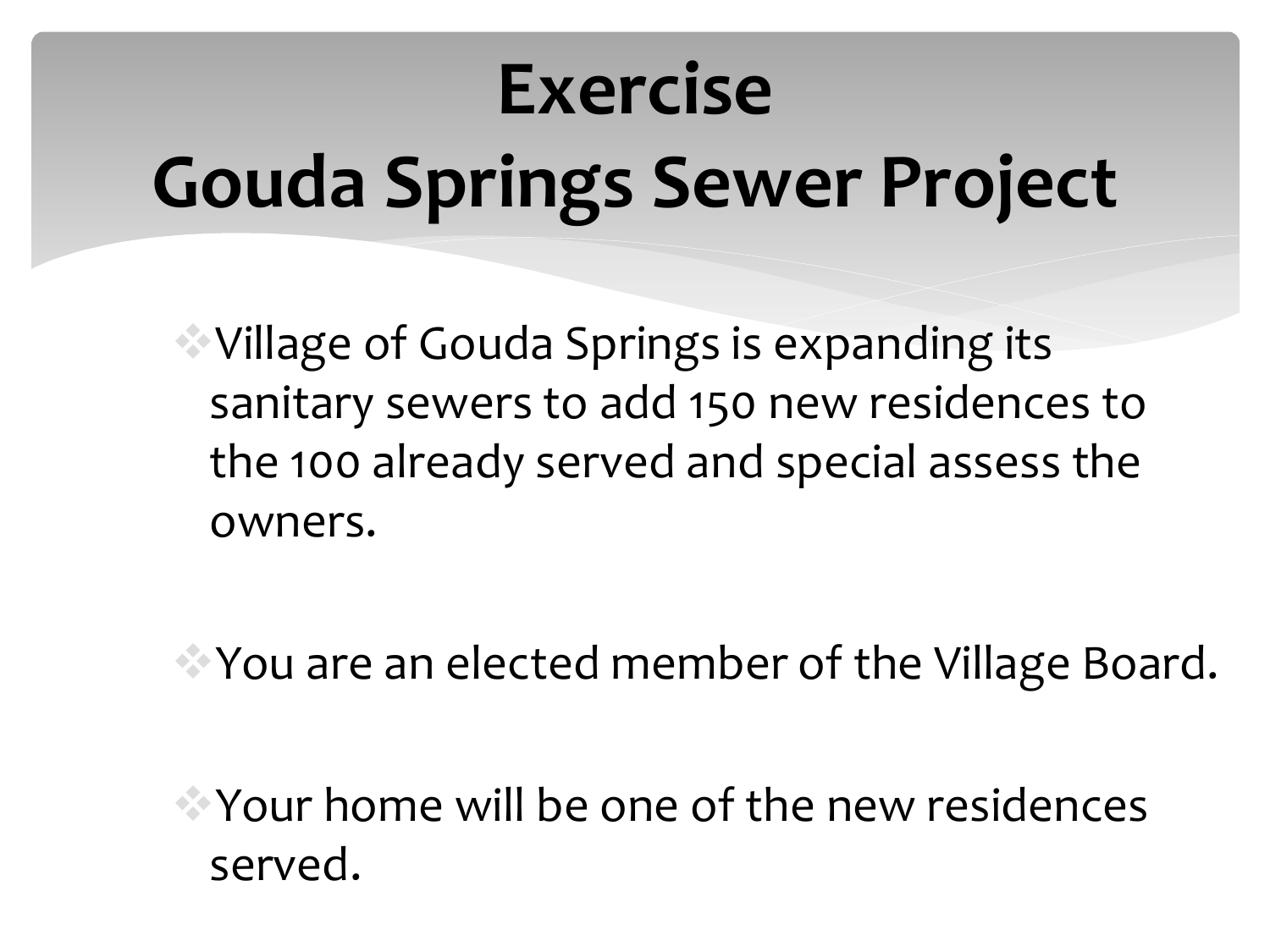# Exercise
# Gouda Springs Sewer Project

- Village of Gouda Springs is expanding its sanitary sewers to add 150 new residences to the 100 already served and special assess the owners.

- You are an elected member of the Village Board.

- Your home will be one of the new residences served.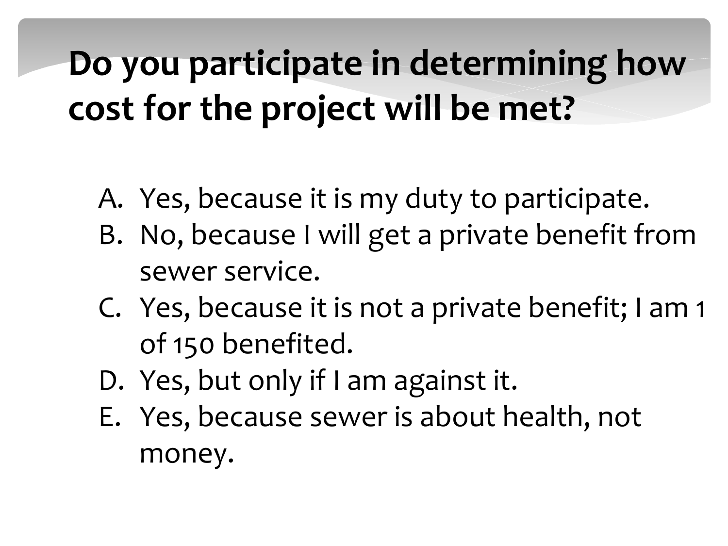# Do you participate in determining how cost for the project will be met?

A. Yes, because it is my duty to participate.
B. No, because I will get a private benefit from sewer service.
C. Yes, because it is not a private benefit; I am 1 of 150 benefited.
D. Yes, but only if I am against it.
E. Yes, because sewer is about health, not money.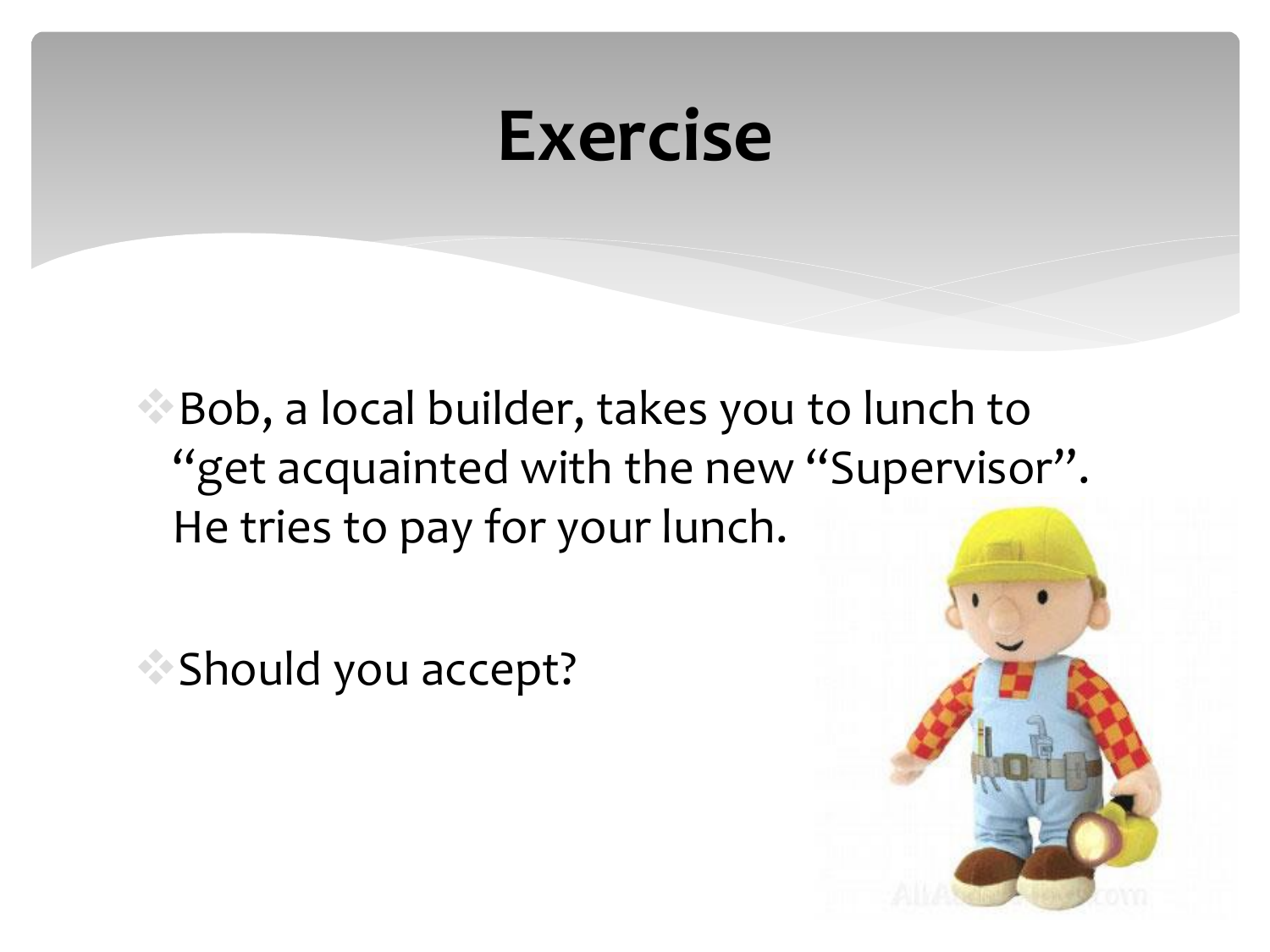# Exercise

- Bob, a local builder, takes you to lunch to "get acquainted with the new "Supervisor". He tries to pay for your lunch.

- Should you accept?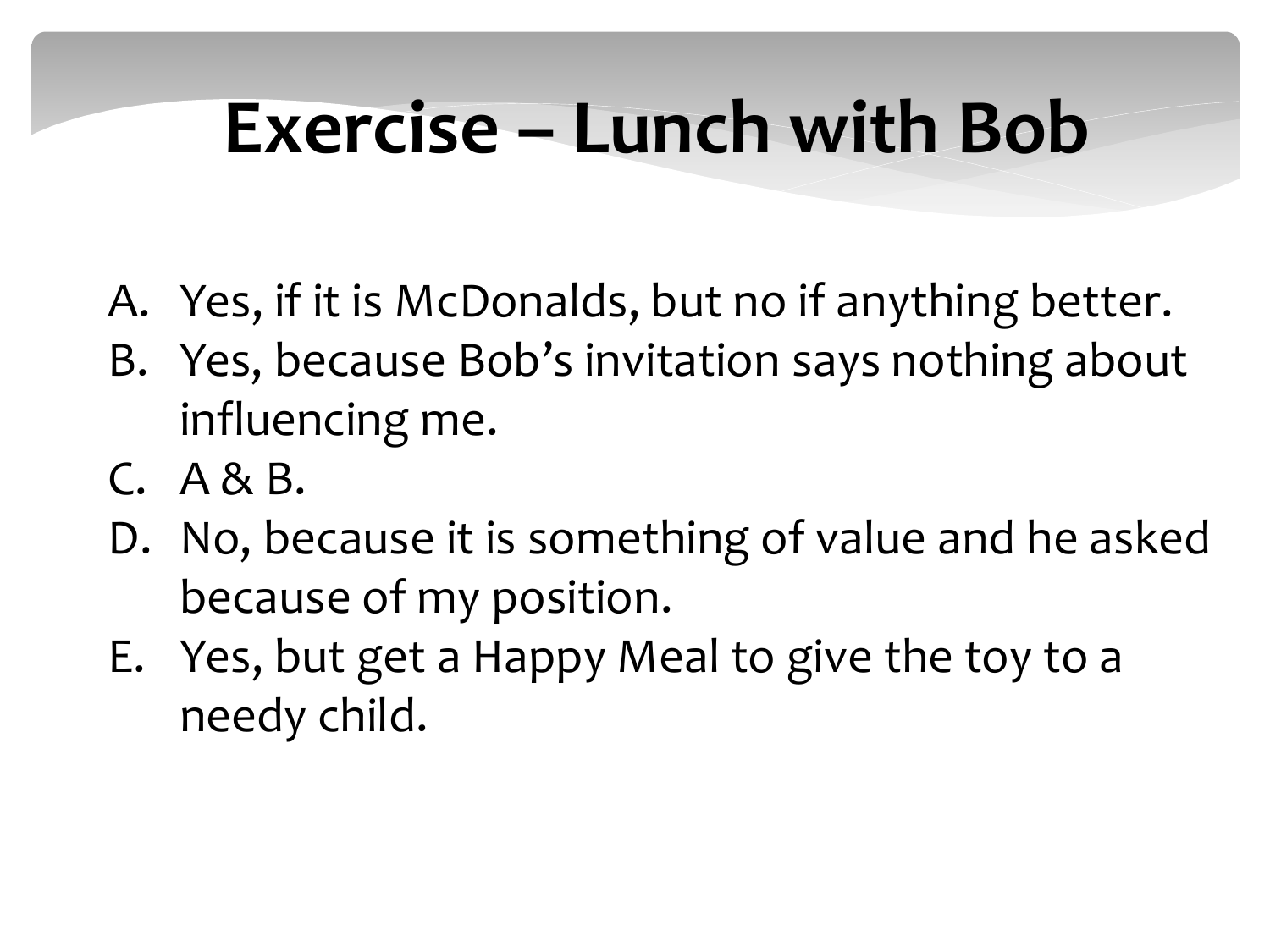# Exercise – Lunch with Bob

A. Yes, if it is McDonalds, but no if anything better.
B. Yes, because Bob's invitation says nothing about influencing me.
C. A & B.
D. No, because it is something of value and he asked because of my position.
E. Yes, but get a Happy Meal to give the toy to a needy child.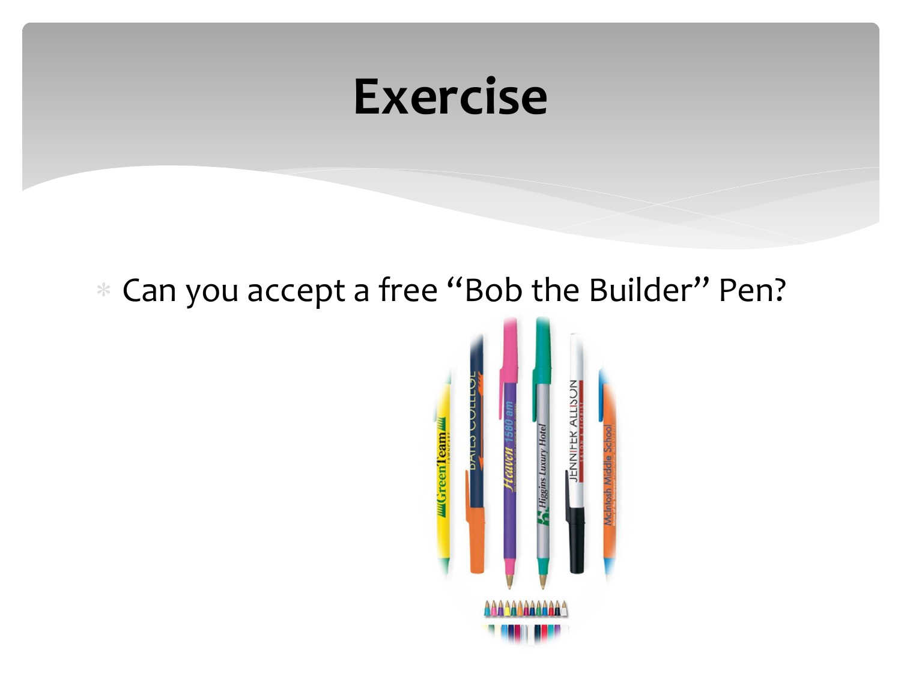# Exercise

- Can you accept a free "Bob the Builder" Pen?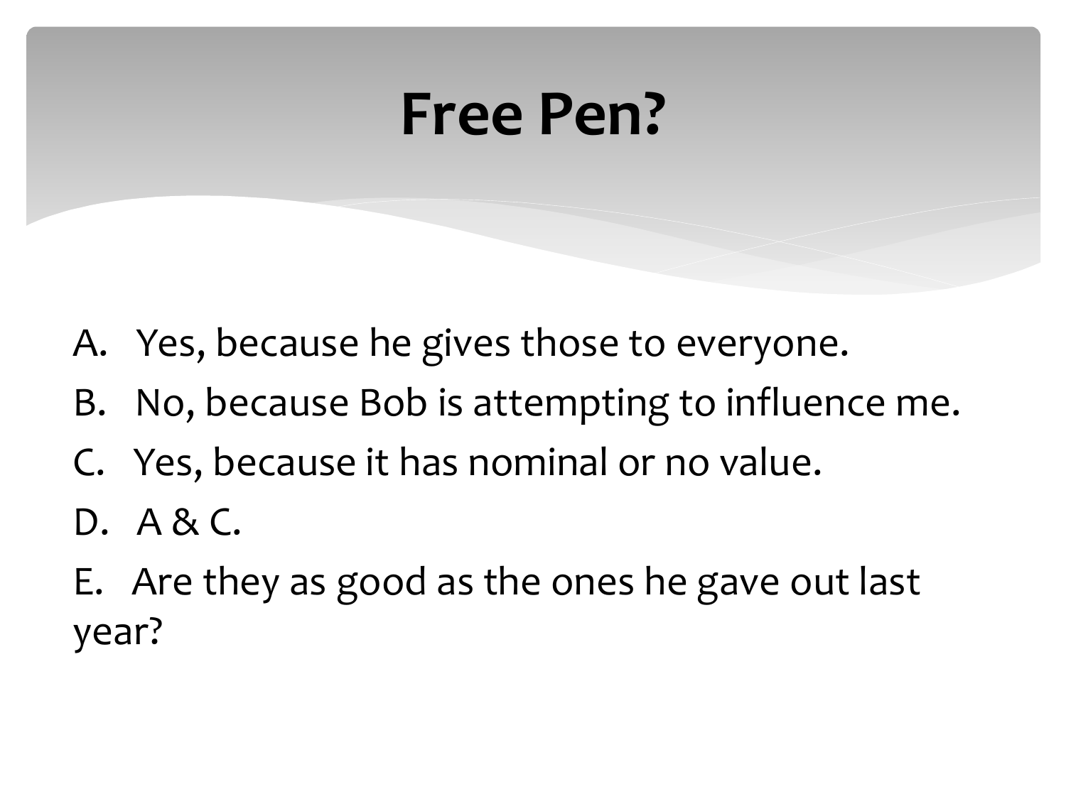# Free Pen?

A. Yes, because he gives those to everyone.

B. No, because Bob is attempting to influence me.

C. Yes, because it has nominal or no value.

D. A & C.

E. Are they as good as the ones he gave out last year?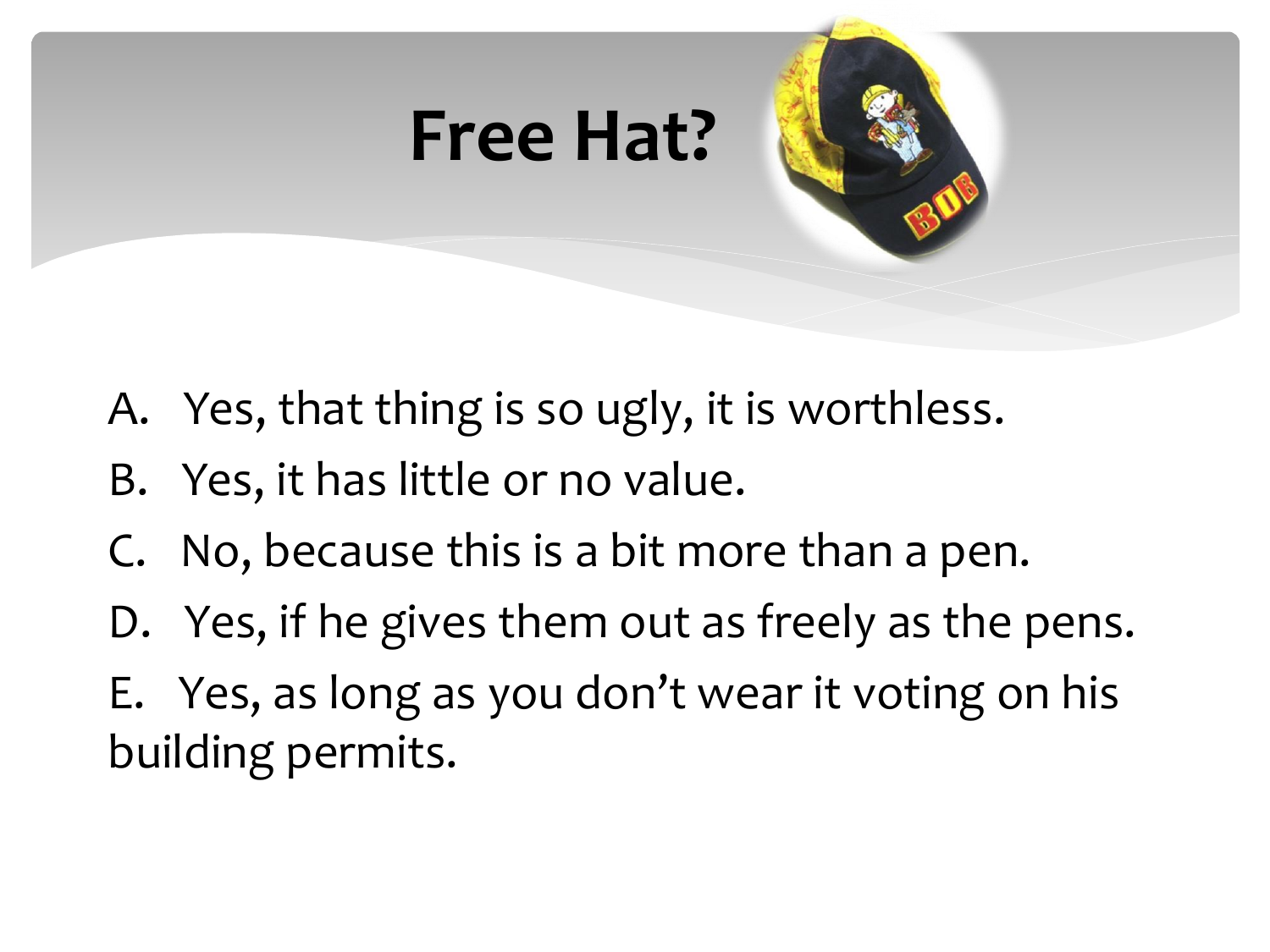# Free Hat?

A. Yes, that thing is so ugly, it is worthless.

B. Yes, it has little or no value.

C. No, because this is a bit more than a pen.

D. Yes, if he gives them out as freely as the pens.

E. Yes, as long as you don't wear it voting on his building permits.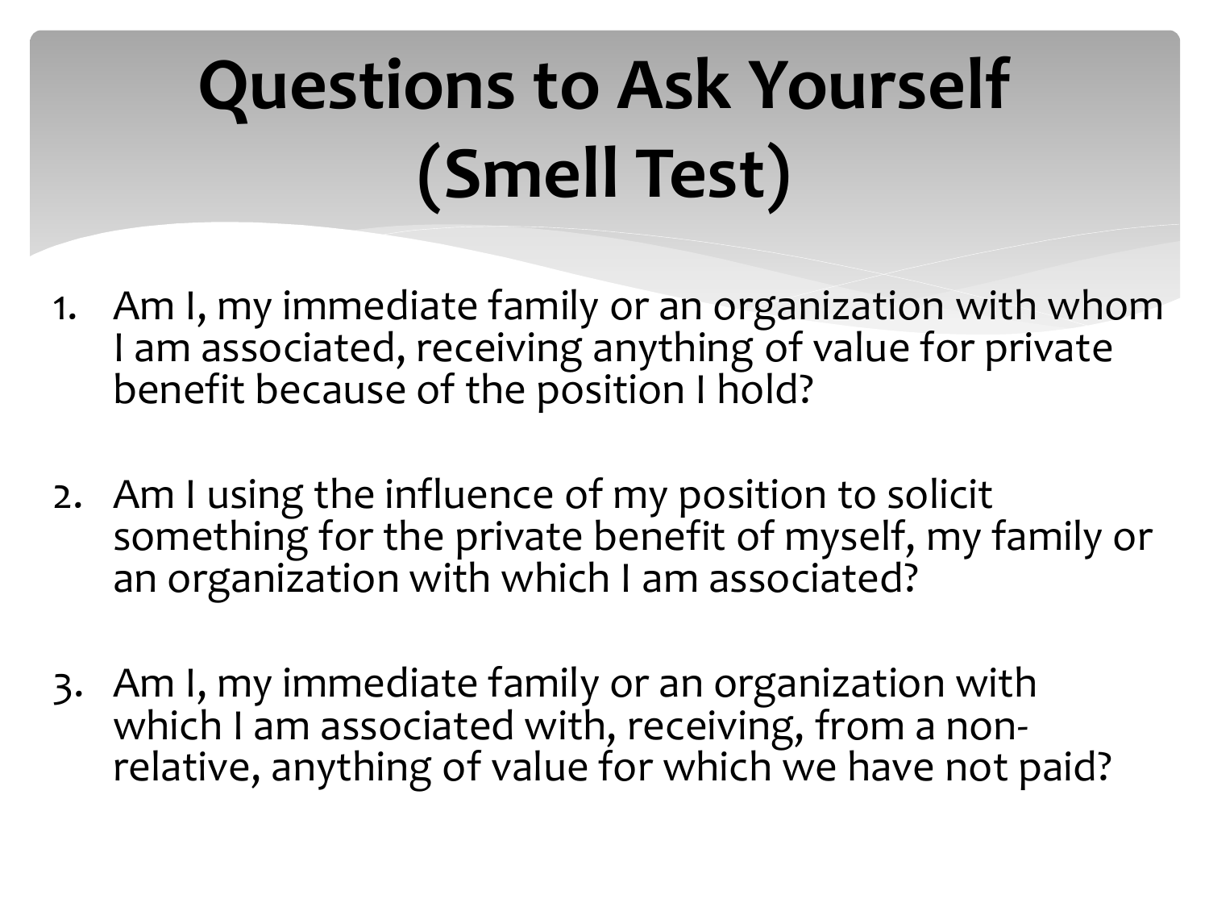# Questions to Ask Yourself (Smell Test)

1. Am I, my immediate family or an organization with whom I am associated, receiving anything of value for private benefit because of the position I hold?

2. Am I using the influence of my position to solicit something for the private benefit of myself, my family or an organization with which I am associated?

3. Am I, my immediate family or an organization with which I am associated with, receiving, from a non-relative, anything of value for which we have not paid?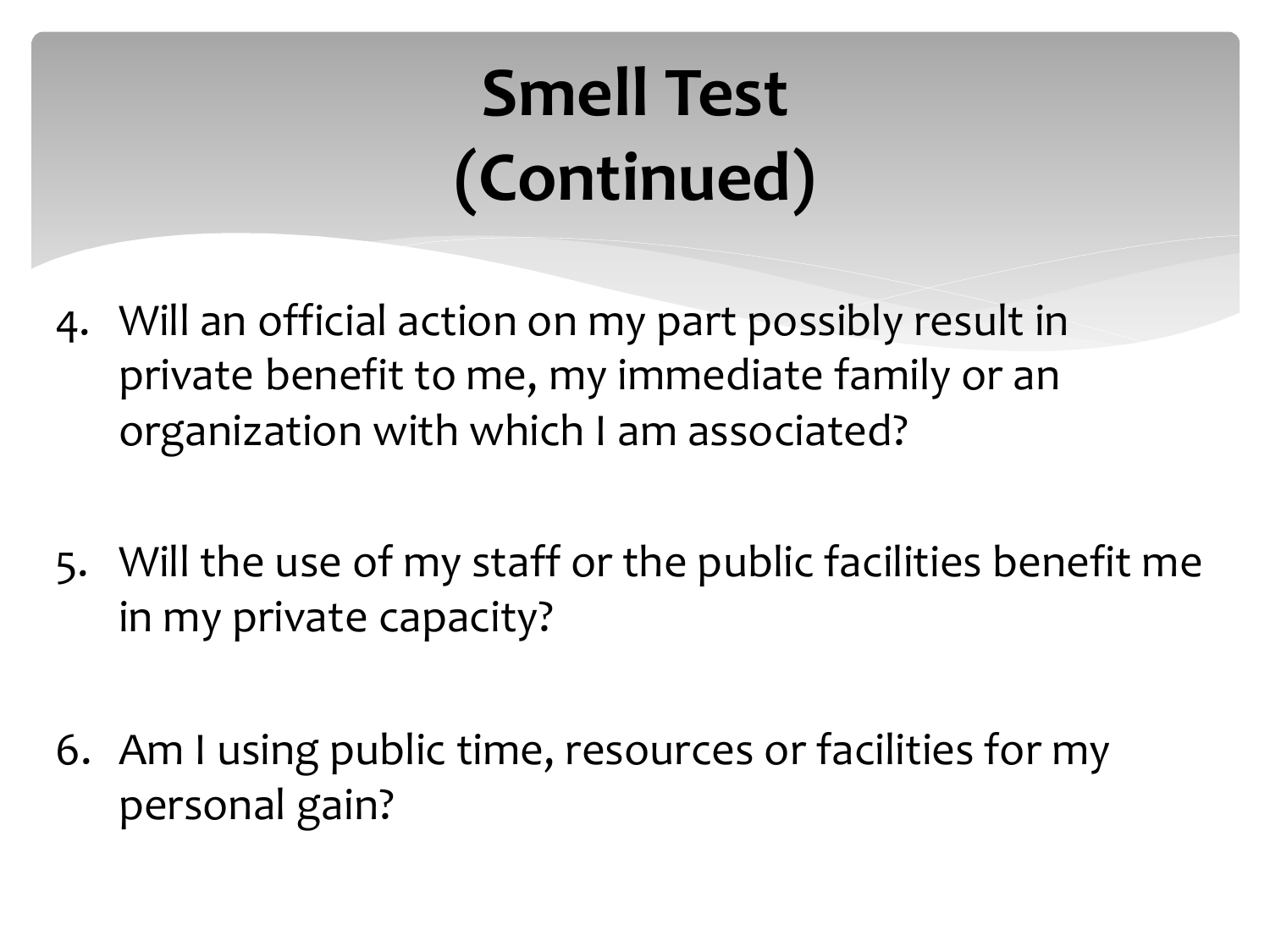# Smell Test (Continued)

4. Will an official action on my part possibly result in private benefit to me, my immediate family or an organization with which I am associated?

5. Will the use of my staff or the public facilities benefit me in my private capacity?

6. Am I using public time, resources or facilities for my personal gain?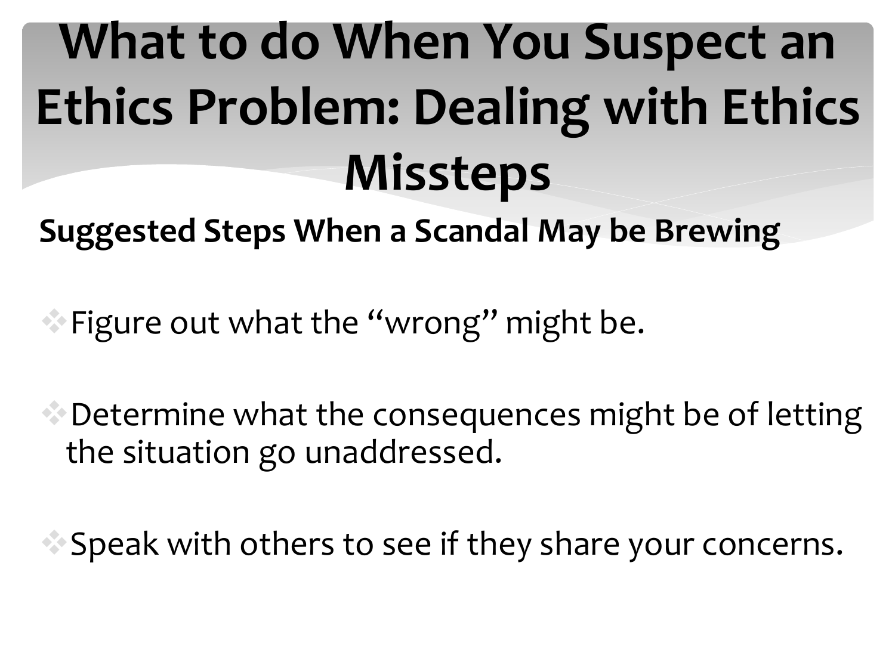# What to do When You Suspect an Ethics Problem: Dealing with Ethics Missteps

**Suggested Steps When a Scandal May be Brewing**

- Figure out what the "wrong" might be.
- Determine what the consequences might be of letting the situation go unaddressed.
- Speak with others to see if they share your concerns.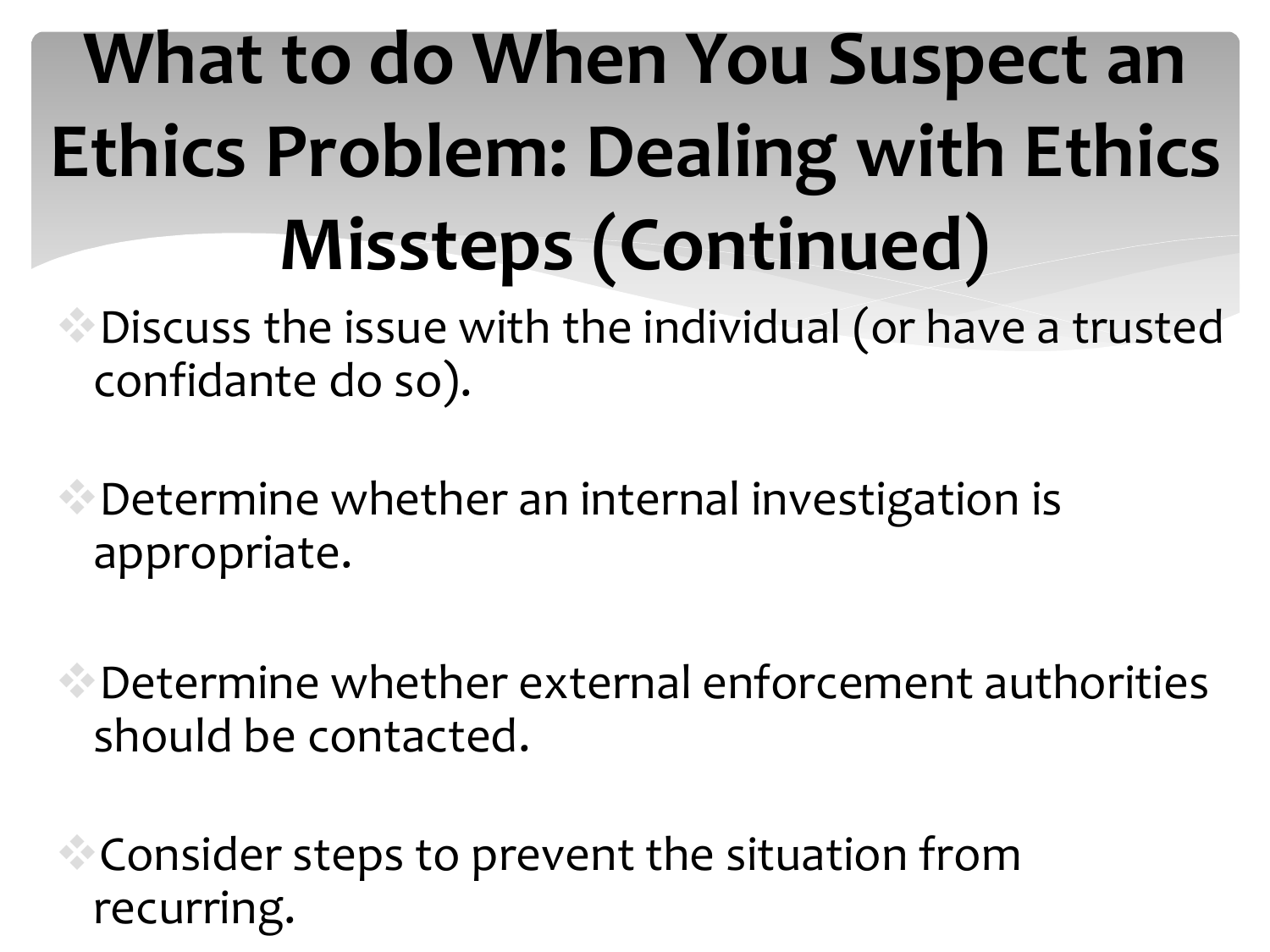# What to do When You Suspect an Ethics Problem: Dealing with Ethics Missteps (Continued)

- Discuss the issue with the individual (or have a trusted confidante do so).
- Determine whether an internal investigation is appropriate.
- Determine whether external enforcement authorities should be contacted.
- Consider steps to prevent the situation from recurring.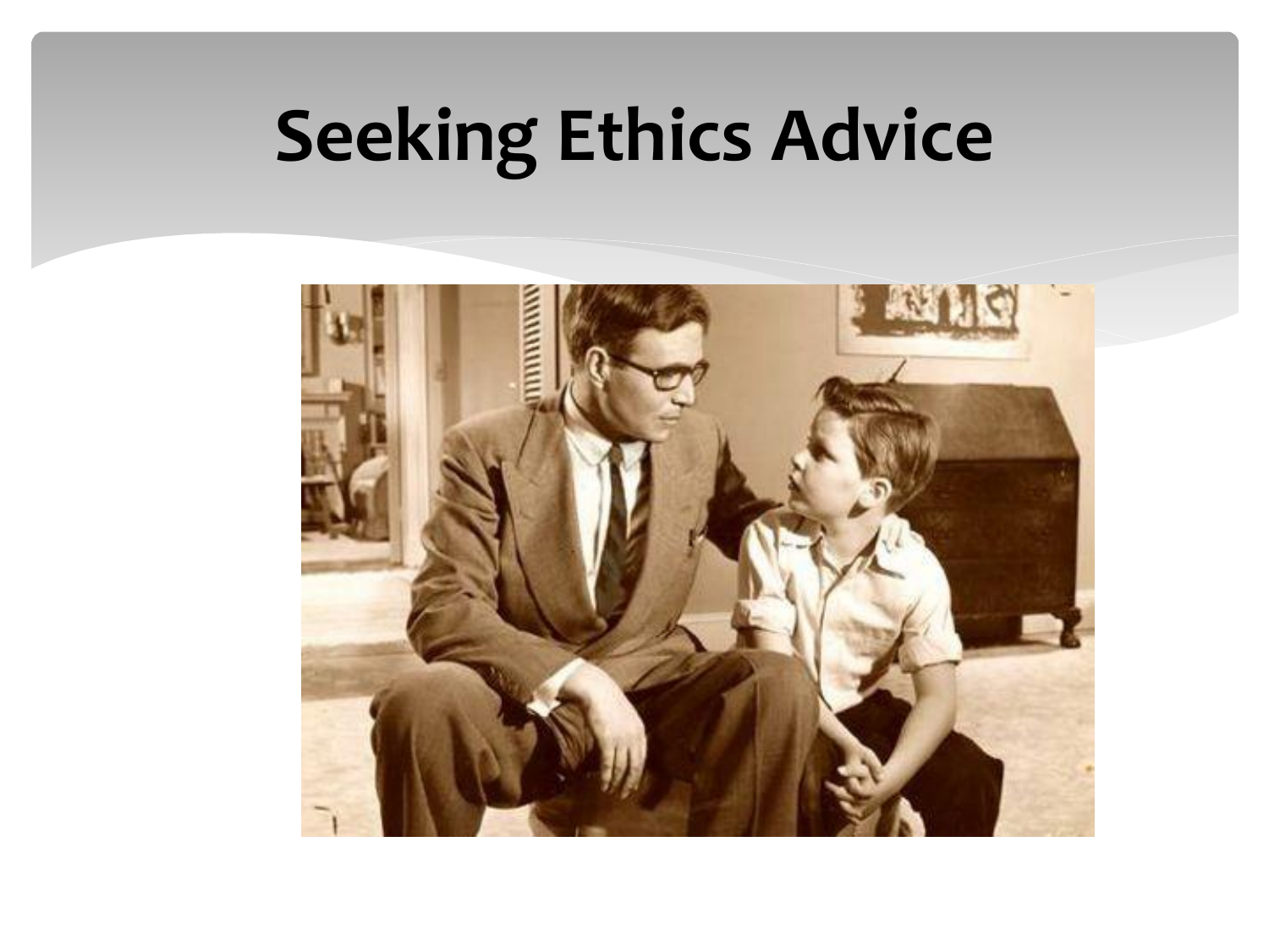# Seeking Ethics Advice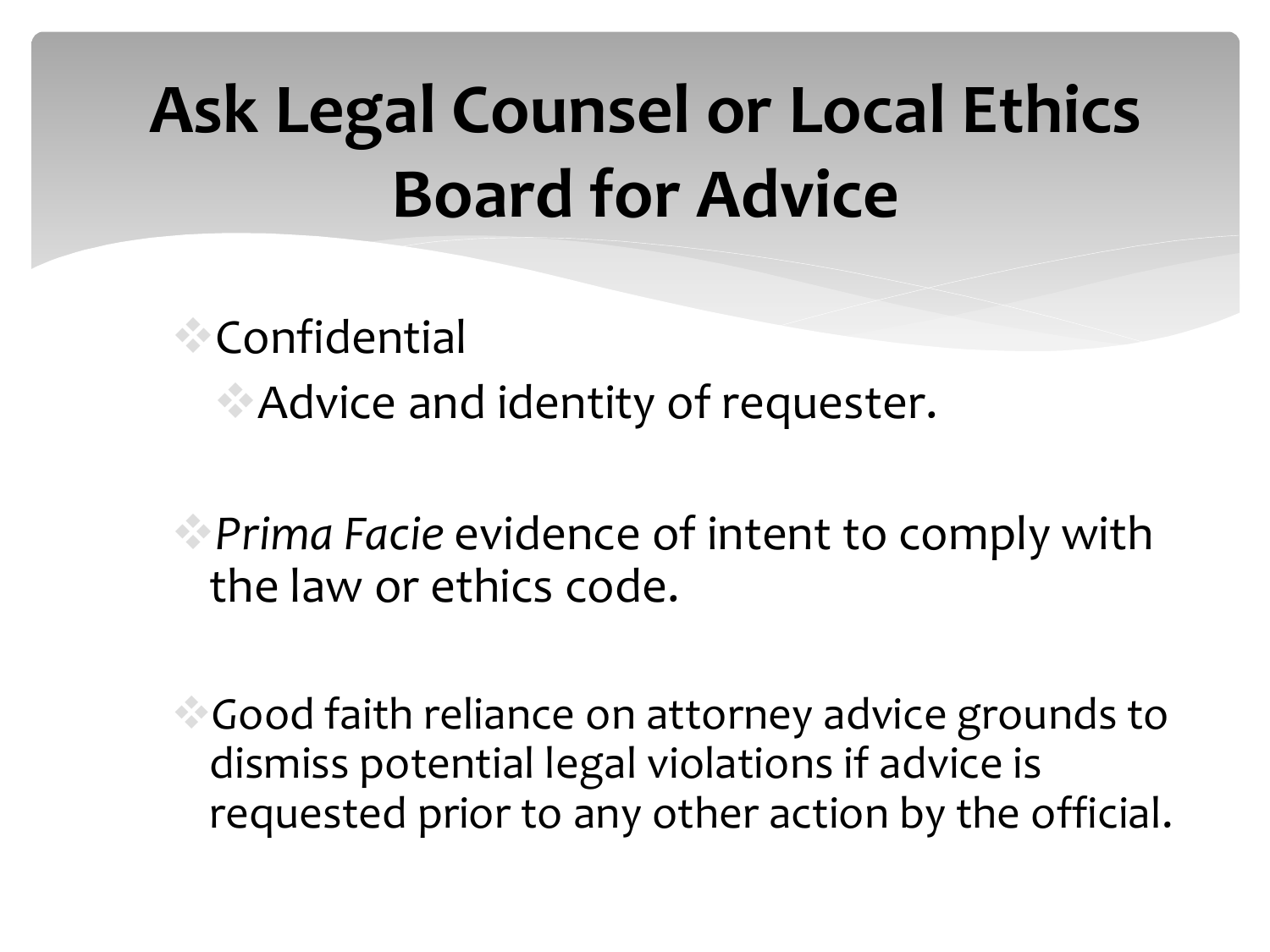# Ask Legal Counsel or Local Ethics Board for Advice

- Confidential
  - Advice and identity of requester.

- *Prima Facie* evidence of intent to comply with the law or ethics code.

- Good faith reliance on attorney advice grounds to dismiss potential legal violations if advice is requested prior to any other action by the official.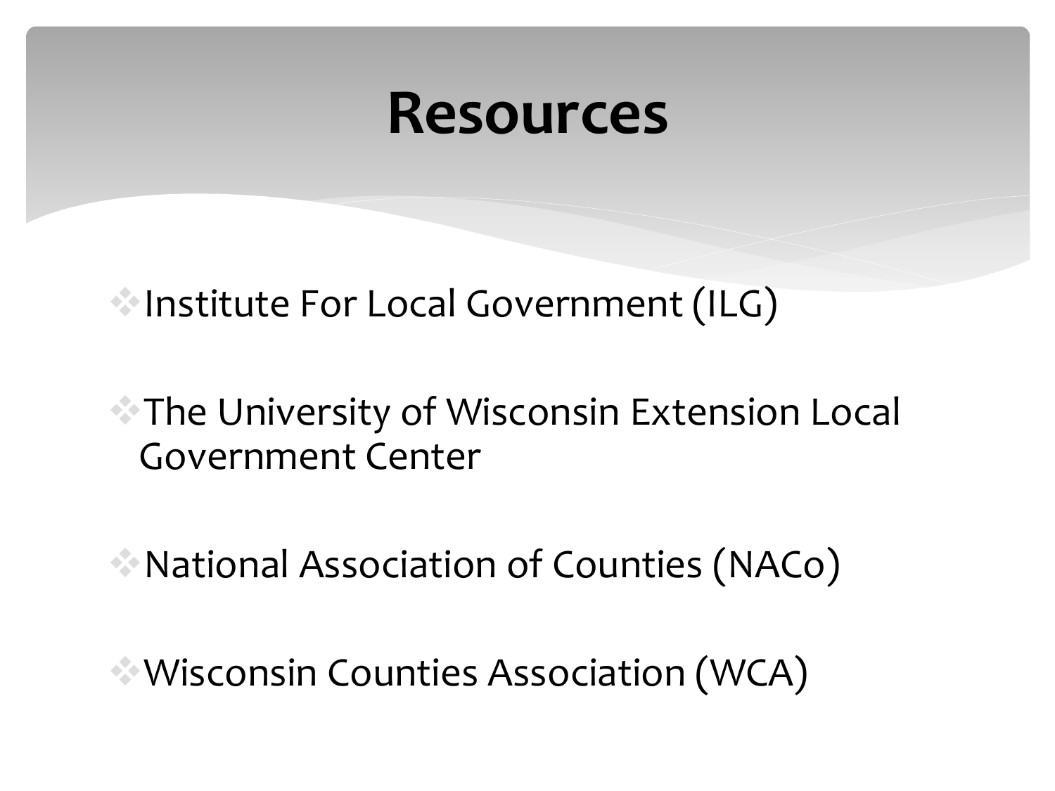# Resources

- Institute For Local Government (ILG)
- The University of Wisconsin Extension Local Government Center
- National Association of Counties (NACo)
- Wisconsin Counties Association (WCA)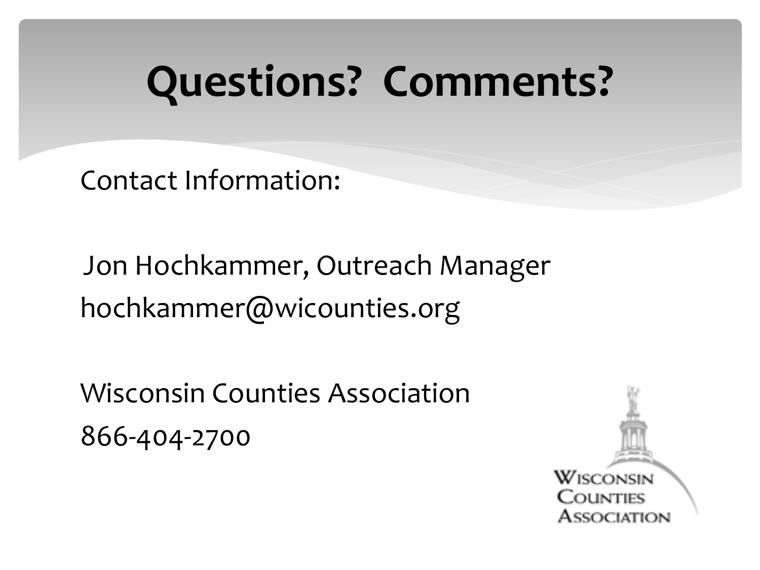# Questions? Comments?

Contact Information:

Jon Hochkammer, Outreach Manager
hochkammer@wicounties.org

Wisconsin Counties Association
866-404-2700

Wisconsin Counties Association